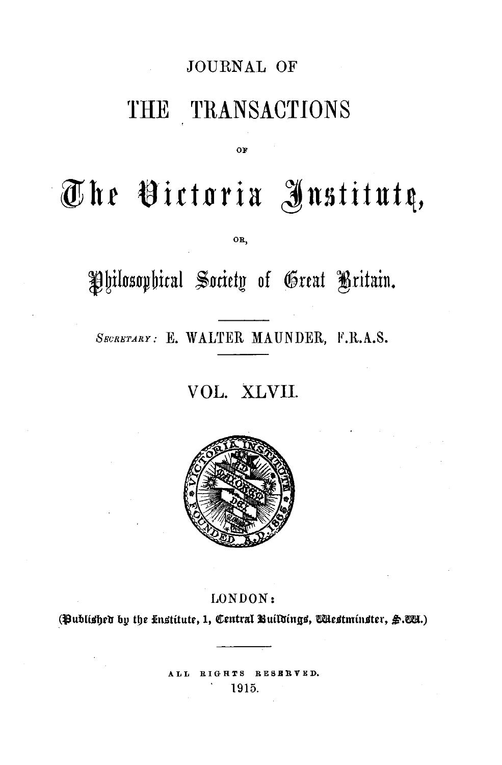# JOURNAL OF

# THE TRANSACTIONS

OF

# The Victoria Institute,

OR,

## Philosophical Society of Great Britain.

---

*SECRETARY:* E. WALTER MAUNDER, F.R.A.S.

---

VOL. XLVII.

LONDON:

(Published by the Institute, 1, Central Buildings, Westminster, S.W.)

---

ALL RIGHTS RESERVED.

1915.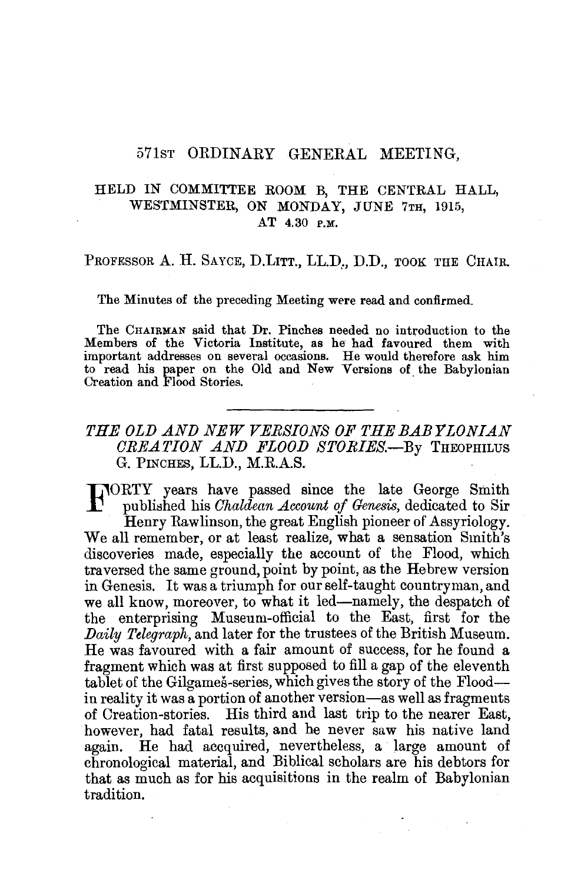571ST ORDINARY GENERAL MEETING,

HELD IN COMMITTEE ROOM B, THE CENTRAL HALL, WESTMINSTER, ON MONDAY, JUNE 7TH, 1915, AT 4.30 P.M.

PROFESSOR A. H. SAYCE, D.LITT., LL.D., D.D., TOOK THE CHAIR.

The Minutes of the preceding Meeting were read and confirmed.

The CHAIRMAN said that Dr. Pinches needed no introduction to the Members of the Victoria Institute, as he had favoured them with important addresses on several occasions. He would therefore ask him to read his paper on the Old and New Versions of the Babylonian Creation and Flood Stories.

---

## *THE OLD AND NEW VERSIONS OF THE BABYLONIAN CREATION AND FLOOD STORIES.*—By THEOPHILUS G. PINCHES, LL.D., M.R.A.S.

FORTY years have passed since the late George Smith published his *Chaldean Account of Genesis*, dedicated to Sir Henry Rawlinson, the great English pioneer of Assyriology. We all remember, or at least realize, what a sensation Smith's discoveries made, especially the account of the Flood, which traversed the same ground, point by point, as the Hebrew version in Genesis. It was a triumph for our self-taught countryman, and we all know, moreover, to what it led—namely, the despatch of the enterprising Museum-official to the East, first for the *Daily Telegraph*, and later for the trustees of the British Museum. He was favoured with a fair amount of success, for he found a fragment which was at first supposed to fill a gap of the eleventh tablet of the Gilgameš-series, which gives the story of the Flood—in reality it was a portion of another version—as well as fragments of Creation-stories. His third and last trip to the nearer East, however, had fatal results, and he never saw his native land again. He had accquired, nevertheless, a large amount of chronological material, and Biblical scholars are his debtors for that as much as for his acquisitions in the realm of Babylonian tradition.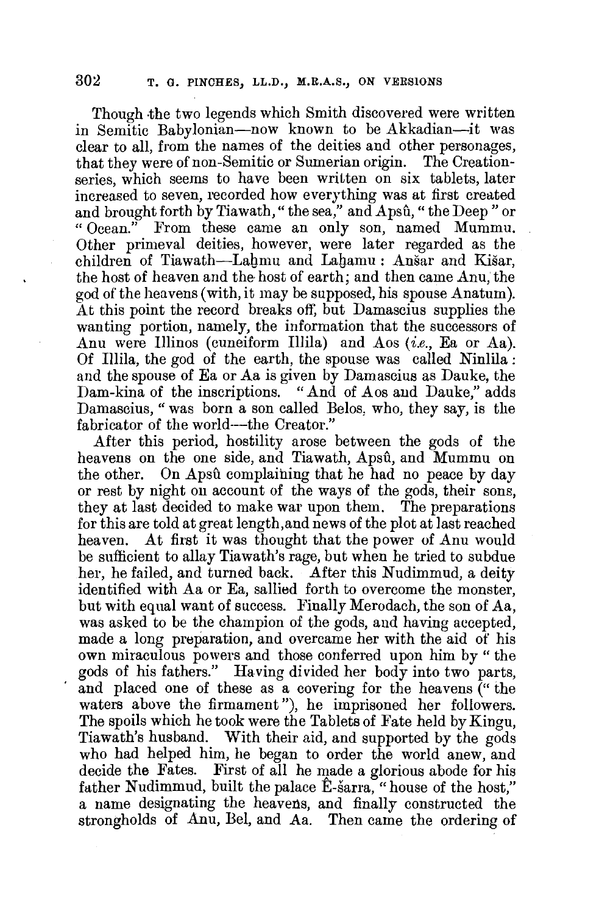Though the two legends which Smith discovered were written in Semitic Babylonian—now known to be Akkadian—it was clear to all, from the names of the deities and other personages, that they were of non-Semitic or Sumerian origin. The Creation-series, which seems to have been written on six tablets, later increased to seven, recorded how everything was at first created and brought forth by Tiawath, "the sea," and Apsû, "the Deep" or "Ocean." From these came an only son, named Mummu. Other primeval deities, however, were later regarded as the children of Tiawath—Laḫmu and Laḫamu: Anšar and Kišar, the host of heaven and the host of earth; and then came Anu, the god of the heavens (with, it may be supposed, his spouse Anatum). At this point the record breaks off, but Damascius supplies the wanting portion, namely, the information that the successors of Anu were Illinos (cuneiform Illila) and Aos (*i.e.*, Ea or Aa). Of Illila, the god of the earth, the spouse was called Ninlila: and the spouse of Ea or Aa is given by Damascius as Dauke, the Dam-kina of the inscriptions. "And of Aos and Dauke," adds Damascius, "was born a son called Belos, who, they say, is the fabricator of the world—the Creator."

After this period, hostility arose between the gods of the heavens on the one side, and Tiawath, Apsû, and Mummu on the other. On Apsû complaining that he had no peace by day or rest by night on account of the ways of the gods, their sons, they at last decided to make war upon them. The preparations for this are told at great length, and news of the plot at last reached heaven. At first it was thought that the power of Anu would be sufficient to allay Tiawath's rage, but when he tried to subdue her, he failed, and turned back. After this Nudimmud, a deity identified with Aa or Ea, sallied forth to overcome the monster, but with equal want of success. Finally Merodach, the son of Aa, was asked to be the champion of the gods, and having accepted, made a long preparation, and overcame her with the aid of his own miraculous powers and those conferred upon him by "the gods of his fathers." Having divided her body into two parts, and placed one of these as a covering for the heavens ("the waters above the firmament"), he imprisoned her followers. The spoils which he took were the Tablets of Fate held by Kingu, Tiawath's husband. With their aid, and supported by the gods who had helped him, he began to order the world anew, and decide the Fates. First of all he made a glorious abode for his father Nudimmud, built the palace Ê-šarra, "house of the host," a name designating the heavens, and finally constructed the strongholds of Anu, Bel, and Aa. Then came the ordering of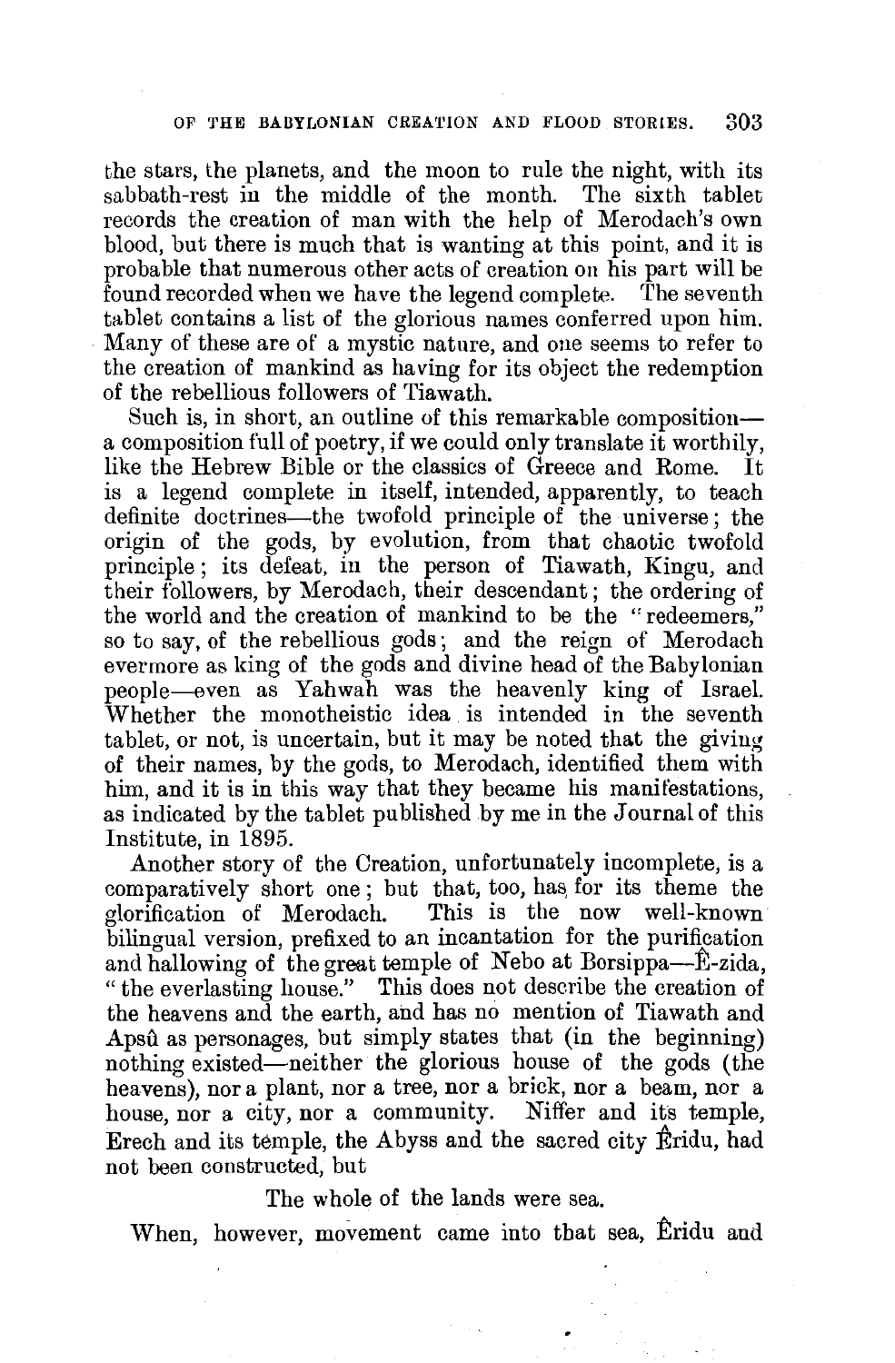the stars, the planets, and the moon to rule the night, with its sabbath-rest in the middle of the month. The sixth tablet records the creation of man with the help of Merodach's own blood, but there is much that is wanting at this point, and it is probable that numerous other acts of creation on his part will be found recorded when we have the legend complete. The seventh tablet contains a list of the glorious names conferred upon him. Many of these are of a mystic nature, and one seems to refer to the creation of mankind as having for its object the redemption of the rebellious followers of Tiawath.

Such is, in short, an outline of this remarkable composition—a composition full of poetry, if we could only translate it worthily, like the Hebrew Bible or the classics of Greece and Rome. It is a legend complete in itself, intended, apparently, to teach definite doctrines—the twofold principle of the universe; the origin of the gods, by evolution, from that chaotic twofold principle; its defeat, in the person of Tiawath, Kingu, and their followers, by Merodach, their descendant; the ordering of the world and the creation of mankind to be the "redeemers," so to say, of the rebellious gods; and the reign of Merodach evermore as king of the gods and divine head of the Babylonian people—even as Yahwah was the heavenly king of Israel. Whether the monotheistic idea is intended in the seventh tablet, or not, is uncertain, but it may be noted that the giving of their names, by the gods, to Merodach, identified them with him, and it is in this way that they became his manifestations, as indicated by the tablet published by me in the Journal of this Institute, in 1895.

Another story of the Creation, unfortunately incomplete, is a comparatively short one; but that, too, has for its theme the glorification of Merodach. This is the now well-known bilingual version, prefixed to an incantation for the purification and hallowing of the great temple of Nebo at Borsippa—Ê-zida, "the everlasting house." This does not describe the creation of the heavens and the earth, and has no mention of Tiawath and Apsû as personages, but simply states that (in the beginning) nothing existed—neither the glorious house of the gods (the heavens), nor a plant, nor a tree, nor a brick, nor a beam, nor a house, nor a city, nor a community. Niffer and its temple, Erech and its temple, the Abyss and the sacred city Êridu, had not been constructed, but

The whole of the lands were sea.

When, however, movement came into that sea, Êridu and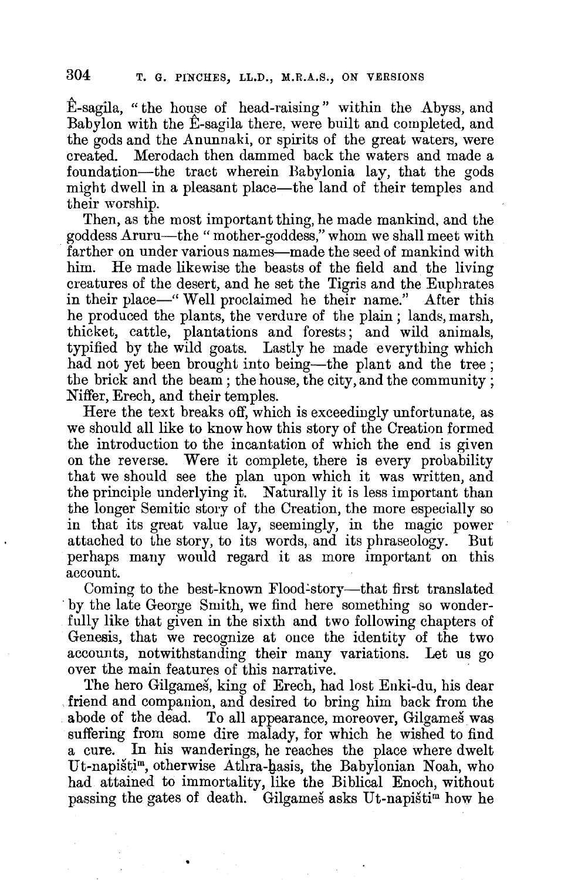Ê-sagila, "the house of head-raising" within the Abyss, and Babylon with the Ê-sagila there, were built and completed, and the gods and the Anunnaki, or spirits of the great waters, were created. Merodach then dammed back the waters and made a foundation—the tract wherein Babylonia lay, that the gods might dwell in a pleasant place—the land of their temples and their worship.

Then, as the most important thing, he made mankind, and the goddess Aruru—the "mother-goddess," whom we shall meet with farther on under various names—made the seed of mankind with him. He made likewise the beasts of the field and the living creatures of the desert, and he set the Tigris and the Euphrates in their place—"Well proclaimed he their name." After this he produced the plants, the verdure of the plain; lands, marsh, thicket, cattle, plantations and forests; and wild animals, typified by the wild goats. Lastly he made everything which had not yet been brought into being—the plant and the tree; the brick and the beam; the house, the city, and the community; Niffer, Erech, and their temples.

Here the text breaks off, which is exceedingly unfortunate, as we should all like to know how this story of the Creation formed the introduction to the incantation of which the end is given on the reverse. Were it complete, there is every probability that we should see the plan upon which it was written, and the principle underlying it. Naturally it is less important than the longer Semitic story of the Creation, the more especially so in that its great value lay, seemingly, in the magic power attached to the story, to its words, and its phraseology. But perhaps many would regard it as more important on this account.

Coming to the best-known Flood-story—that first translated by the late George Smith, we find here something so wonderfully like that given in the sixth and two following chapters of Genesis, that we recognize at once the identity of the two accounts, notwithstanding their many variations. Let us go over the main features of this narrative.

The hero Gilgameš, king of Erech, had lost Enki-du, his dear friend and companion, and desired to bring him back from the abode of the dead. To all appearance, moreover, Gilgameš was suffering from some dire malady, for which he wished to find a cure. In his wanderings, he reaches the place where dwelt Ut-napištim, otherwise Athra-ḫasis, the Babylonian Noah, who had attained to immortality, like the Biblical Enoch, without passing the gates of death. Gilgameš asks Ut-napištim how he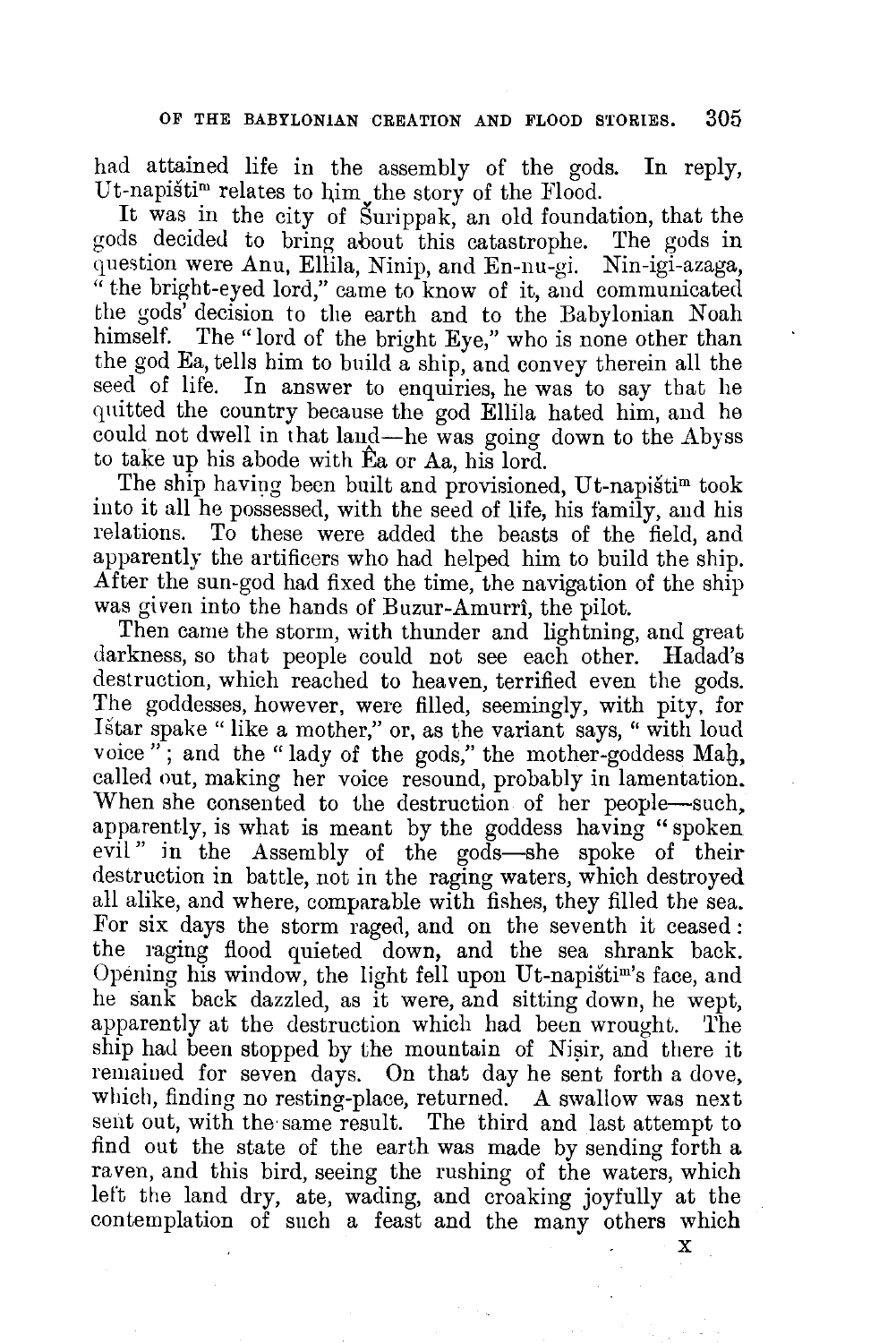had attained life in the assembly of the gods. In reply, Ut-napištim relates to him the story of the Flood.

It was in the city of Šurippak, an old foundation, that the gods decided to bring about this catastrophe. The gods in question were Anu, Ellila, Ninip, and En-nu-gi. Nin-igi-azaga, "the bright-eyed lord," came to know of it, and communicated the gods' decision to the earth and to the Babylonian Noah himself. The "lord of the bright Eye," who is none other than the god Ea, tells him to build a ship, and convey therein all the seed of life. In answer to enquiries, he was to say that he quitted the country because the god Ellila hated him, and he could not dwell in that land—he was going down to the Abyss to take up his abode with Êa or Aa, his lord.

The ship having been built and provisioned, Ut-napištim took into it all he possessed, with the seed of life, his family, and his relations. To these were added the beasts of the field, and apparently the artificers who had helped him to build the ship. After the sun-god had fixed the time, the navigation of the ship was given into the hands of Buzur-Amurrî, the pilot.

Then came the storm, with thunder and lightning, and great darkness, so that people could not see each other. Hadad's destruction, which reached to heaven, terrified even the gods. The goddesses, however, were filled, seemingly, with pity, for Ištar spake "like a mother," or, as the variant says, "with loud voice"; and the "lady of the gods," the mother-goddess Maḫ, called out, making her voice resound, probably in lamentation. When she consented to the destruction of her people—such, apparently, is what is meant by the goddess having "spoken evil" in the Assembly of the gods—she spoke of their destruction in battle, not in the raging waters, which destroyed all alike, and where, comparable with fishes, they filled the sea. For six days the storm raged, and on the seventh it ceased: the raging flood quieted down, and the sea shrank back. Opening his window, the light fell upon Ut-napištim's face, and he sank back dazzled, as it were, and sitting down, he wept, apparently at the destruction which had been wrought. The ship had been stopped by the mountain of Niṣir, and there it remained for seven days. On that day he sent forth a dove, which, finding no resting-place, returned. A swallow was next sent out, with the same result. The third and last attempt to find out the state of the earth was made by sending forth a raven, and this bird, seeing the rushing of the waters, which left the land dry, ate, wading, and croaking joyfully at the contemplation of such a feast and the many others which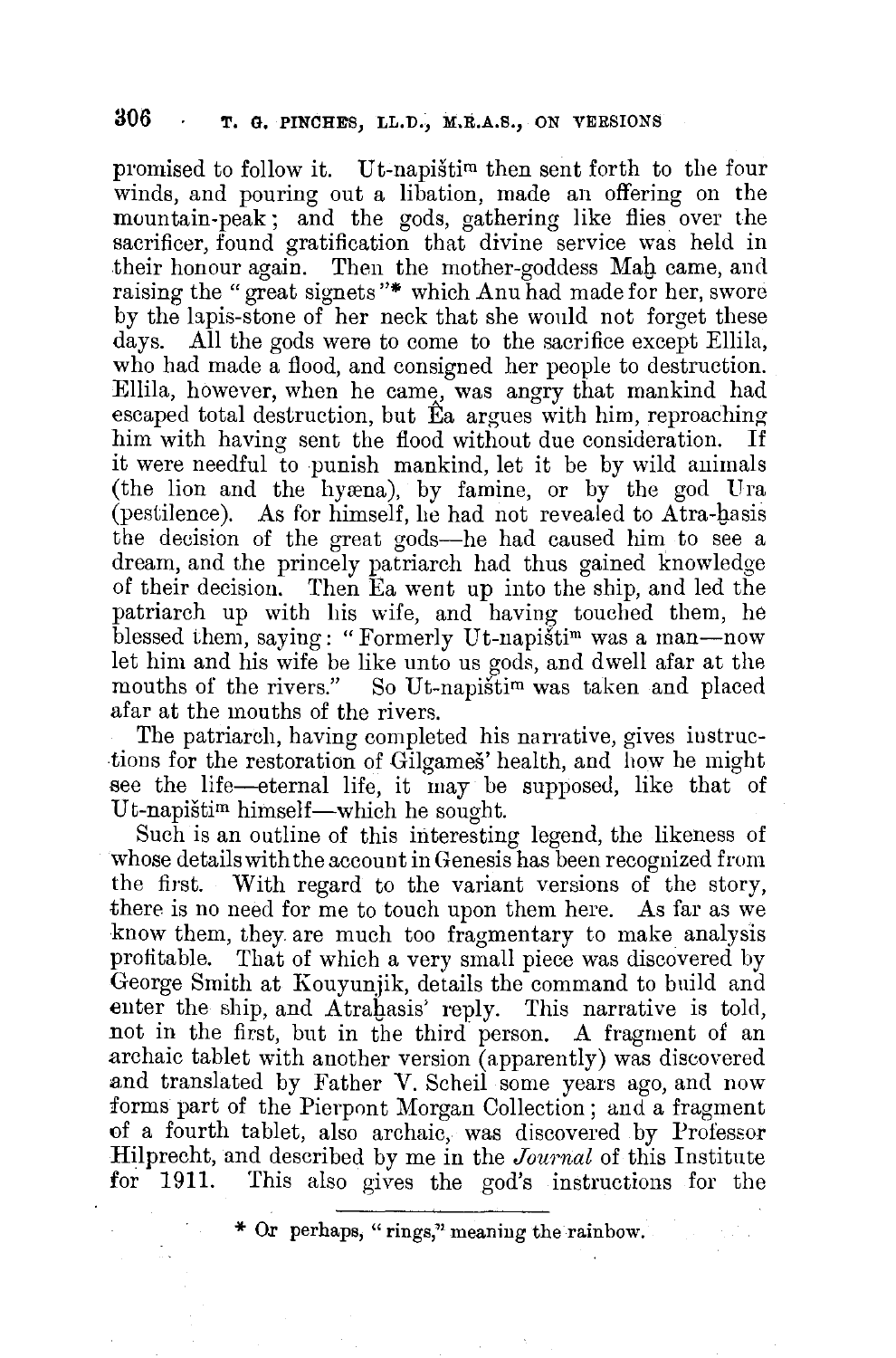promised to follow it. Ut-napištim then sent forth to the four winds, and pouring out a libation, made an offering on the mountain-peak; and the gods, gathering like flies over the sacrificer, found gratification that divine service was held in their honour again. Then the mother-goddess Maḫ came, and raising the "great signets"* which Anu had made for her, swore by the lapis-stone of her neck that she would not forget these days. All the gods were to come to the sacrifice except Ellila, who had made a flood, and consigned her people to destruction. Ellila, however, when he came, was angry that mankind had escaped total destruction, but Êa argues with him, reproaching him with having sent the flood without due consideration. If it were needful to punish mankind, let it be by wild animals (the lion and the hyæna), by famine, or by the god Ura (pestilence). As for himself, he had not revealed to Atra-ḫasis the decision of the great gods—he had caused him to see a dream, and the princely patriarch had thus gained knowledge of their decision. Then Ea went up into the ship, and led the patriarch up with his wife, and having touched them, he blessed them, saying: "Formerly Ut-napištim was a man—now let him and his wife be like unto us gods, and dwell afar at the mouths of the rivers." So Ut-napištim was taken and placed afar at the mouths of the rivers.

The patriarch, having completed his narrative, gives instructions for the restoration of Gilgameš' health, and how he might see the life—eternal life, it may be supposed, like that of Ut-napištim himself—which he sought.

Such is an outline of this interesting legend, the likeness of whose details with the account in Genesis has been recognized from the first. With regard to the variant versions of the story, there is no need for me to touch upon them here. As far as we know them, they are much too fragmentary to make analysis profitable. That of which a very small piece was discovered by George Smith at Kouyunjik, details the command to build and enter the ship, and Atraḫasis' reply. This narrative is told, not in the first, but in the third person. A fragment of an archaic tablet with another version (apparently) was discovered and translated by Father V. Scheil some years ago, and now forms part of the Pierpont Morgan Collection; and a fragment of a fourth tablet, also archaic, was discovered by Professor Hilprecht, and described by me in the *Journal* of this Institute for 1911. This also gives the god's instructions for the

* Or perhaps, "rings," meaning the rainbow.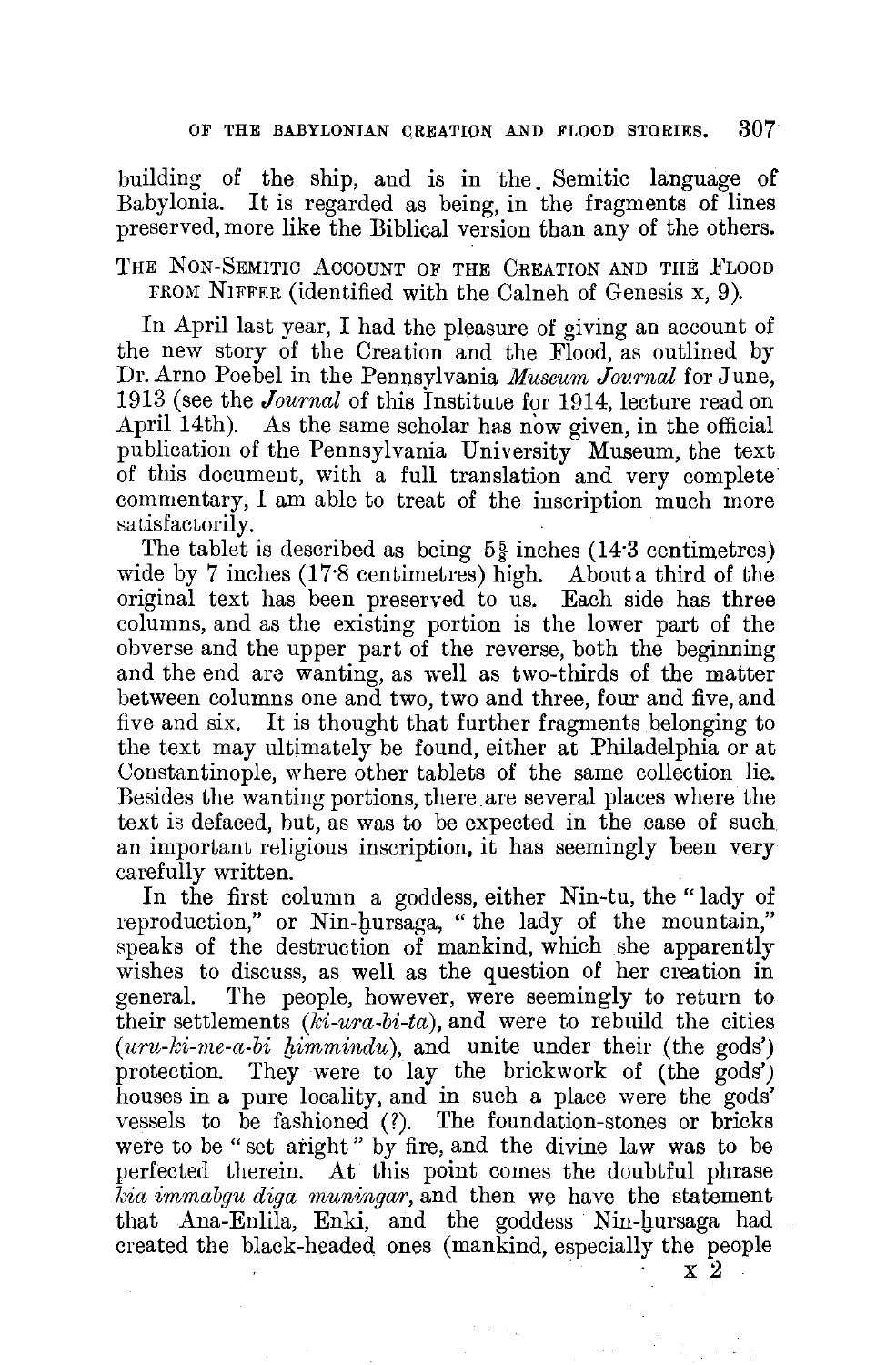building of the ship, and is in the Semitic language of Babylonia. It is regarded as being, in the fragments of lines preserved, more like the Biblical version than any of the others.

THE NON-SEMITIC ACCOUNT OF THE CREATION AND THE FLOOD FROM NIFFER (identified with the Calneh of Genesis x, 9).

In April last year, I had the pleasure of giving an account of the new story of the Creation and the Flood, as outlined by Dr. Arno Poebel in the Pennsylvania *Museum Journal* for June, 1913 (see the *Journal* of this Institute for 1914, lecture read on April 14th). As the same scholar has now given, in the official publication of the Pennsylvania University Museum, the text of this document, with a full translation and very complete commentary, I am able to treat of the inscription much more satisfactorily.

The tablet is described as being 5⅝ inches (14·3 centimetres) wide by 7 inches (17·8 centimetres) high. About a third of the original text has been preserved to us. Each side has three columns, and as the existing portion is the lower part of the obverse and the upper part of the reverse, both the beginning and the end are wanting, as well as two-thirds of the matter between columns one and two, two and three, four and five, and five and six. It is thought that further fragments belonging to the text may ultimately be found, either at Philadelphia or at Constantinople, where other tablets of the same collection lie. Besides the wanting portions, there are several places where the text is defaced, but, as was to be expected in the case of such an important religious inscription, it has seemingly been very carefully written.

In the first column a goddess, either Nin-tu, the "lady of reproduction," or Nin-ḫursaga, "the lady of the mountain," speaks of the destruction of mankind, which she apparently wishes to discuss, as well as the question of her creation in general. The people, however, were seemingly to return to their settlements (*ki-ura-bi-ta*), and were to rebuild the cities (*uru-ki-me-a-bi ḫimmindu*), and unite under their (the gods') protection. They were to lay the brickwork of (the gods') houses in a pure locality, and in such a place were the gods' vessels to be fashioned (?). The foundation-stones or bricks were to be "set aright" by fire, and the divine law was to be perfected therein. At this point comes the doubtful phrase *kia immabgu diga muningar*, and then we have the statement that Ana-Enlila, Enki, and the goddess Nin-ḫursaga had created the black-headed ones (mankind, especially the people

x 2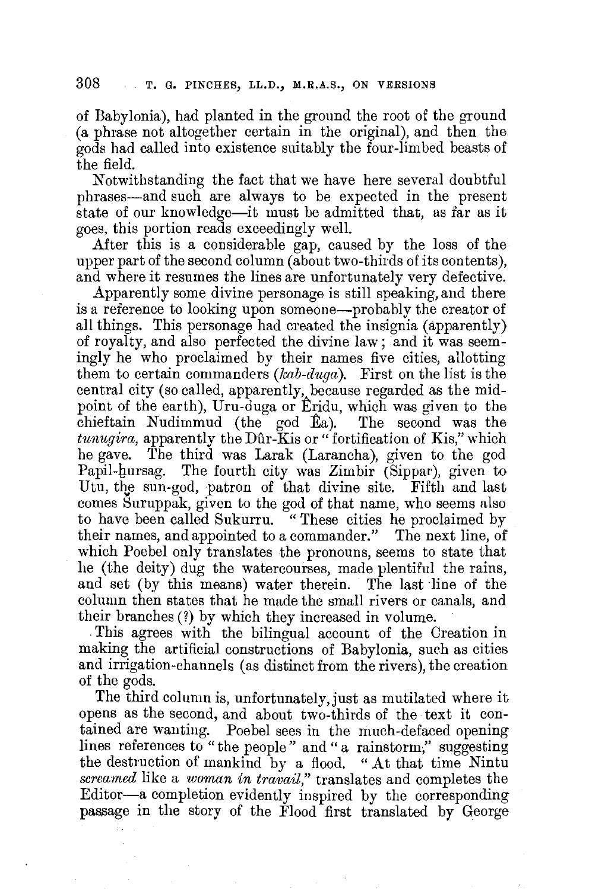of Babylonia), had planted in the ground the root of the ground (a phrase not altogether certain in the original), and then the gods had called into existence suitably the four-limbed beasts of the field.

Notwithstanding the fact that we have here several doubtful phrases—and such are always to be expected in the present state of our knowledge—it must be admitted that, as far as it goes, this portion reads exceedingly well.

After this is a considerable gap, caused by the loss of the upper part of the second column (about two-thirds of its contents), and where it resumes the lines are unfortunately very defective.

Apparently some divine personage is still speaking, and there is a reference to looking upon someone—probably the creator of all things. This personage had created the insignia (apparently) of royalty, and also perfected the divine law; and it was seemingly he who proclaimed by their names five cities, allotting them to certain commanders (*kab-duga*). First on the list is the central city (so called, apparently, because regarded as the mid-point of the earth), Uru-duga or Êridu, which was given to the chieftain Nudimmud (the god Êa). The second was the *tunugira*, apparently the Dûr-Kis or "fortification of Kis," which he gave. The third was Larak (Larancha), given to the god Papil-ḫursag. The fourth city was Zimbir (Sippar), given to Utu, the sun-god, patron of that divine site. Fifth and last comes Šuruppak, given to the god of that name, who seems also to have been called Sukurru. "These cities he proclaimed by their names, and appointed to a commander." The next line, of which Poebel only translates the pronouns, seems to state that he (the deity) dug the watercourses, made plentiful the rains, and set (by this means) water therein. The last line of the column then states that he made the small rivers or canals, and their branches (?) by which they increased in volume.

This agrees with the bilingual account of the Creation in making the artificial constructions of Babylonia, such as cities and irrigation-channels (as distinct from the rivers), the creation of the gods.

The third column is, unfortunately, just as mutilated where it opens as the second, and about two-thirds of the text it contained are wanting. Poebel sees in the much-defaced opening lines references to "the people" and "a rainstorm;" suggesting the destruction of mankind by a flood. "At that time Nintu *screamed* like a *woman in travail*," translates and completes the Editor—a completion evidently inspired by the corresponding passage in the story of the Flood first translated by George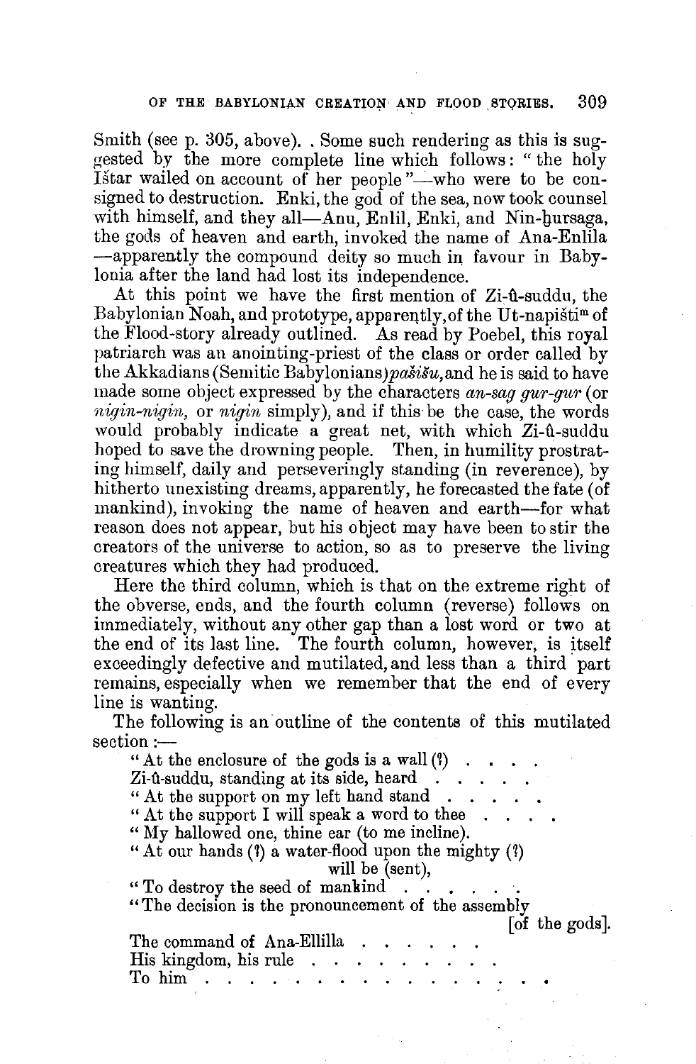Smith (see p. 305, above). . Some such rendering as this is suggested by the more complete line which follows: "the holy Ištar wailed on account of her people"—who were to be consigned to destruction. Enki, the god of the sea, now took counsel with himself, and they all—Anu, Enlil, Enki, and Nin-ḫursaga, the gods of heaven and earth, invoked the name of Ana-Enlila—apparently the compound deity so much in favour in Babylonia after the land had lost its independence.

At this point we have the first mention of Zi-û-suddu, the Babylonian Noah, and prototype, apparently, of the Ut-napištim of the Flood-story already outlined. As read by Poebel, this royal patriarch was an anointing-priest of the class or order called by the Akkadians (Semitic Babylonians) *pašišu*, and he is said to have made some object expressed by the characters *an-sag gur-gur* (or *nigin-nigin*, or *nigin* simply), and if this be the case, the words would probably indicate a great net, with which Zi-û-suddu hoped to save the drowning people. Then, in humility prostrating himself, daily and perseveringly standing (in reverence), by hitherto unexisting dreams, apparently, he forecasted the fate (of mankind), invoking the name of heaven and earth—for what reason does not appear, but his object may have been to stir the creators of the universe to action, so as to preserve the living creatures which they had produced.

Here the third column, which is that on the extreme right of the obverse, ends, and the fourth column (reverse) follows on immediately, without any other gap than a lost word or two at the end of its last line. The fourth column, however, is itself exceedingly defective and mutilated, and less than a third part remains, especially when we remember that the end of every line is wanting.

The following is an outline of the contents of this mutilated section :—

"At the enclosure of the gods is a wall (?) . . . .  
Zi-û-suddu, standing at its side, heard . . . . .  
"At the support on my left hand stand . . . . .  
"At the support I will speak a word to thee . . . .  
"My hallowed one, thine ear (to me incline).  
"At our hands (?) a water-flood upon the mighty (?) will be (sent),  
"To destroy the seed of mankind . . . . . .  
"The decision is the pronouncement of the assembly [of the gods].  
The command of Ana-Ellilla . . . . . . .  
His kingdom, his rule . . . . . . . . . .  
To him . . . . . . . . . . . . . . . . .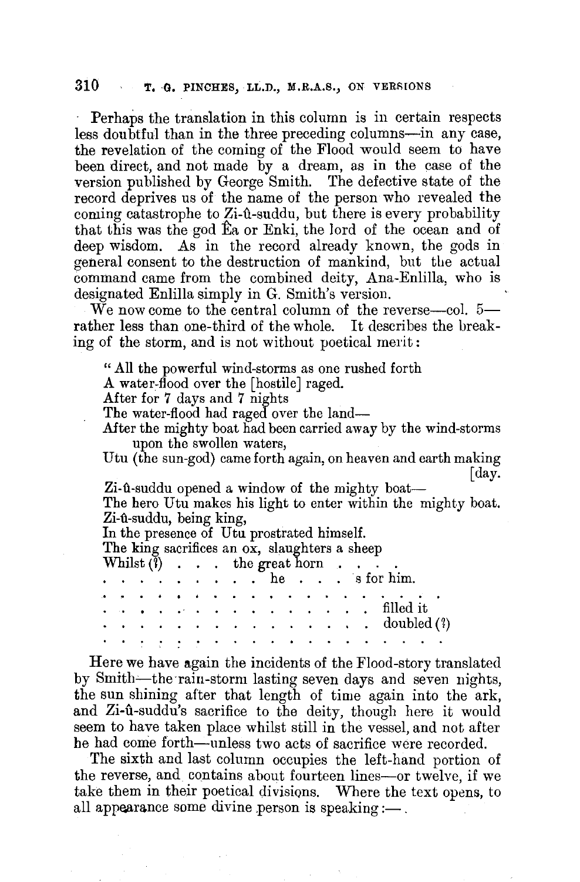Perhaps the translation in this column is in certain respects less doubtful than in the three preceding columns—in any case, the revelation of the coming of the Flood would seem to have been direct, and not made by a dream, as in the case of the version published by George Smith. The defective state of the record deprives us of the name of the person who revealed the coming catastrophe to Zi-û-suddu, but there is every probability that this was the god Êa or Enki, the lord of the ocean and of deep wisdom. As in the record already known, the gods in general consent to the destruction of mankind, but the actual command came from the combined deity, Ana-Enlilla, who is designated Enlilla simply in G. Smith's version.

We now come to the central column of the reverse—col. 5—rather less than one-third of the whole. It describes the breaking of the storm, and is not without poetical merit:

> "All the powerful wind-storms as one rushed forth
> A water-flood over the [hostile] raged.
> After for 7 days and 7 nights
> The water-flood had raged over the land—
> After the mighty boat had been carried away by the wind-storms upon the swollen waters,
> Utu (the sun-god) came forth again, on heaven and earth making [day.
> Zi-û-suddu opened a window of the mighty boat—
> The hero Utu makes his light to enter within the mighty boat.
> Zi-û-suddu, being king,
> In the presence of Utu prostrated himself.
> The king sacrifices an ox, slaughters a sheep
> Whilst (?) . . . the great horn . . . .
> . . . . . . . . . . . he . . . s for him.
> . . . . . . . . . . . . . . . . . . . . .
> . . . . . . . . . . . . . . . . . . filled it
> . . . . . . . . . . . . . . . . . . doubled (?)
> . . . . . . . . . . . . . . . . . . . . .

Here we have again the incidents of the Flood-story translated by Smith—the rain-storm lasting seven days and seven nights, the sun shining after that length of time again into the ark, and Zi-û-suddu's sacrifice to the deity, though here it would seem to have taken place whilst still in the vessel, and not after he had come forth—unless two acts of sacrifice were recorded.

The sixth and last column occupies the left-hand portion of the reverse, and contains about fourteen lines—or twelve, if we take them in their poetical divisions. Where the text opens, to all appearance some divine person is speaking:—.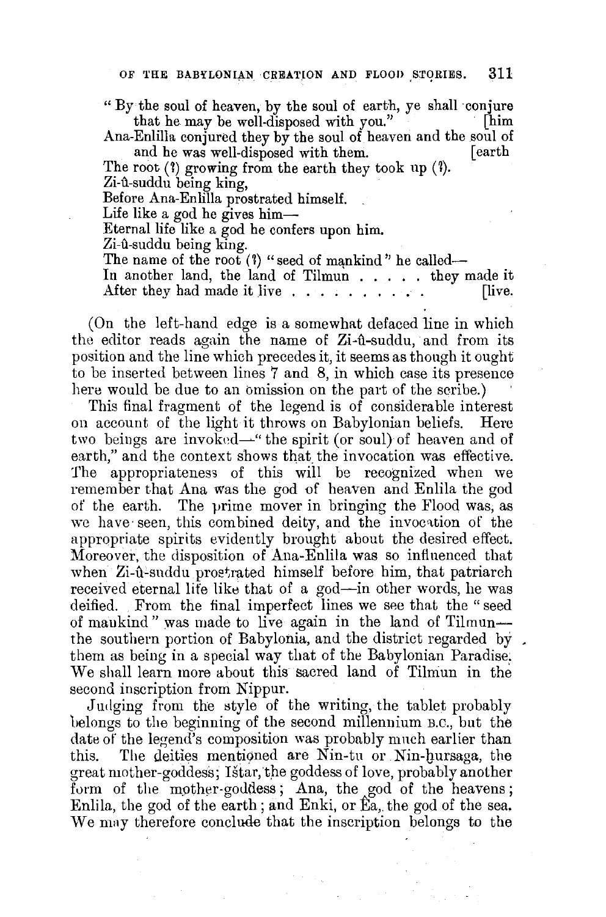"By the soul of heaven, by the soul of earth, ye shall conjure him that he may be well-disposed with you."

Ana-Enlilla conjured they by the soul of heaven and the soul of earth and he was well-disposed with them.

The root (?) growing from the earth they took up (?).

Zi-û-suddu being king,

Before Ana-Enlilla prostrated himself.

Life like a god he gives him—

Eternal life like a god he confers upon him.

Zi-û-suddu being king.

The name of the root (?) "seed of mankind" he called—

In another land, the land of Tilmun . . . . . they made it live.

After they had made it live . . . . . . . . . .

(On the left-hand edge is a somewhat defaced line in which the editor reads again the name of Zi-û-suddu, and from its position and the line which precedes it, it seems as though it ought to be inserted between lines 7 and 8, in which case its presence here would be due to an omission on the part of the scribe.)

This final fragment of the legend is of considerable interest on account of the light it throws on Babylonian beliefs. Here two beings are invoked—"the spirit (or soul) of heaven and of earth," and the context shows that the invocation was effective. The appropriateness of this will be recognized when we remember that Ana was the god of heaven and Enlila the god of the earth. The prime mover in bringing the Flood was, as we have seen, this combined deity, and the invocation of the appropriate spirits evidently brought about the desired effect. Moreover, the disposition of Ana-Enlila was so influenced that when Zi-û-suddu prostrated himself before him, that patriarch received eternal life like that of a god—in other words, he was deified. From the final imperfect lines we see that the "seed of mankind" was made to live again in the land of Tilmun—the southern portion of Babylonia, and the district regarded by them as being in a special way that of the Babylonian Paradise. We shall learn more about this sacred land of Tilmun in the second inscription from Nippur.

Judging from the style of the writing, the tablet probably belongs to the beginning of the second millennium B.C., but the date of the legend's composition was probably much earlier than this. The deities mentioned are Nin-tu or Nin-ḫursaga, the great mother-goddess; Ištar, the goddess of love, probably another form of the mother-goddess; Ana, the god of the heavens; Enlila, the god of the earth; and Enki, or Êa, the god of the sea. We may therefore conclude that the inscription belongs to the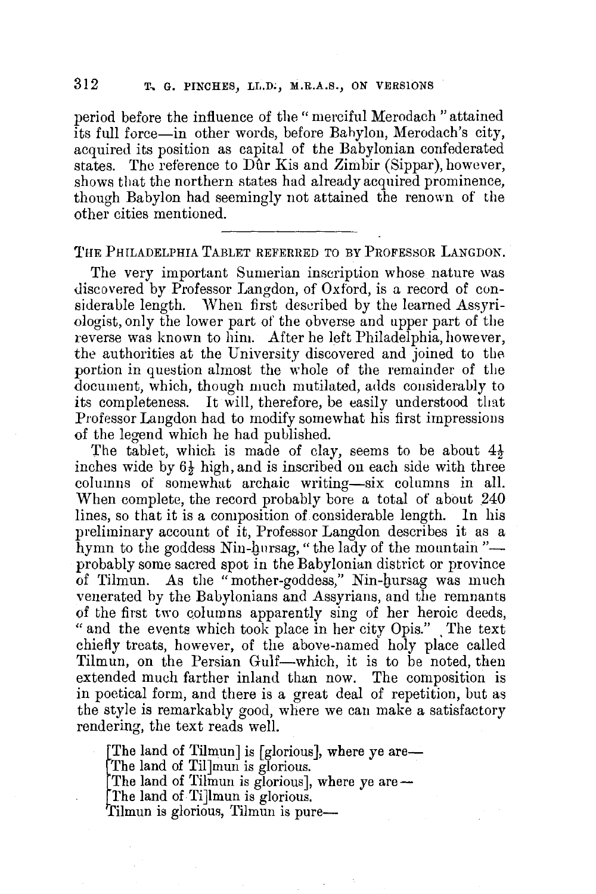period before the influence of the "merciful Merodach" attained its full force—in other words, before Babylon, Merodach's city, acquired its position as capital of the Babylonian confederated states. The reference to Dûr Kis and Zimbir (Sippar), however, shows that the northern states had already acquired prominence, though Babylon had seemingly not attained the renown of the other cities mentioned.

---

## The Philadelphia Tablet referred to by Professor Langdon.

The very important Sumerian inscription whose nature was discovered by Professor Langdon, of Oxford, is a record of considerable length. When first described by the learned Assyriologist, only the lower part of the obverse and upper part of the reverse was known to him. After he left Philadelphia, however, the authorities at the University discovered and joined to the portion in question almost the whole of the remainder of the document, which, though much mutilated, adds considerably to its completeness. It will, therefore, be easily understood that Professor Langdon had to modify somewhat his first impressions of the legend which he had published.

The tablet, which is made of clay, seems to be about 4½ inches wide by 6½ high, and is inscribed on each side with three columns of somewhat archaic writing—six columns in all. When complete, the record probably bore a total of about 240 lines, so that it is a composition of considerable length. In his preliminary account of it, Professor Langdon describes it as a hymn to the goddess Nin-ḫursag, "the lady of the mountain"—probably some sacred spot in the Babylonian district or province of Tilmun. As the "mother-goddess," Nin-ḫursag was much venerated by the Babylonians and Assyrians, and the remnants of the first two columns apparently sing of her heroic deeds, "and the events which took place in her city Opis." The text chiefly treats, however, of the above-named holy place called Tilmun, on the Persian Gulf—which, it is to be noted, then extended much farther inland than now. The composition is in poetical form, and there is a great deal of repetition, but as the style is remarkably good, where we can make a satisfactory rendering, the text reads well.

> [The land of Tilmun] is [glorious], where ye are—
> [The land of Til]mun is glorious.
> [The land of Tilmun is glorious], where ye are—
> [The land of Ti]lmun is glorious.
> Tilmun is glorious, Tilmun is pure—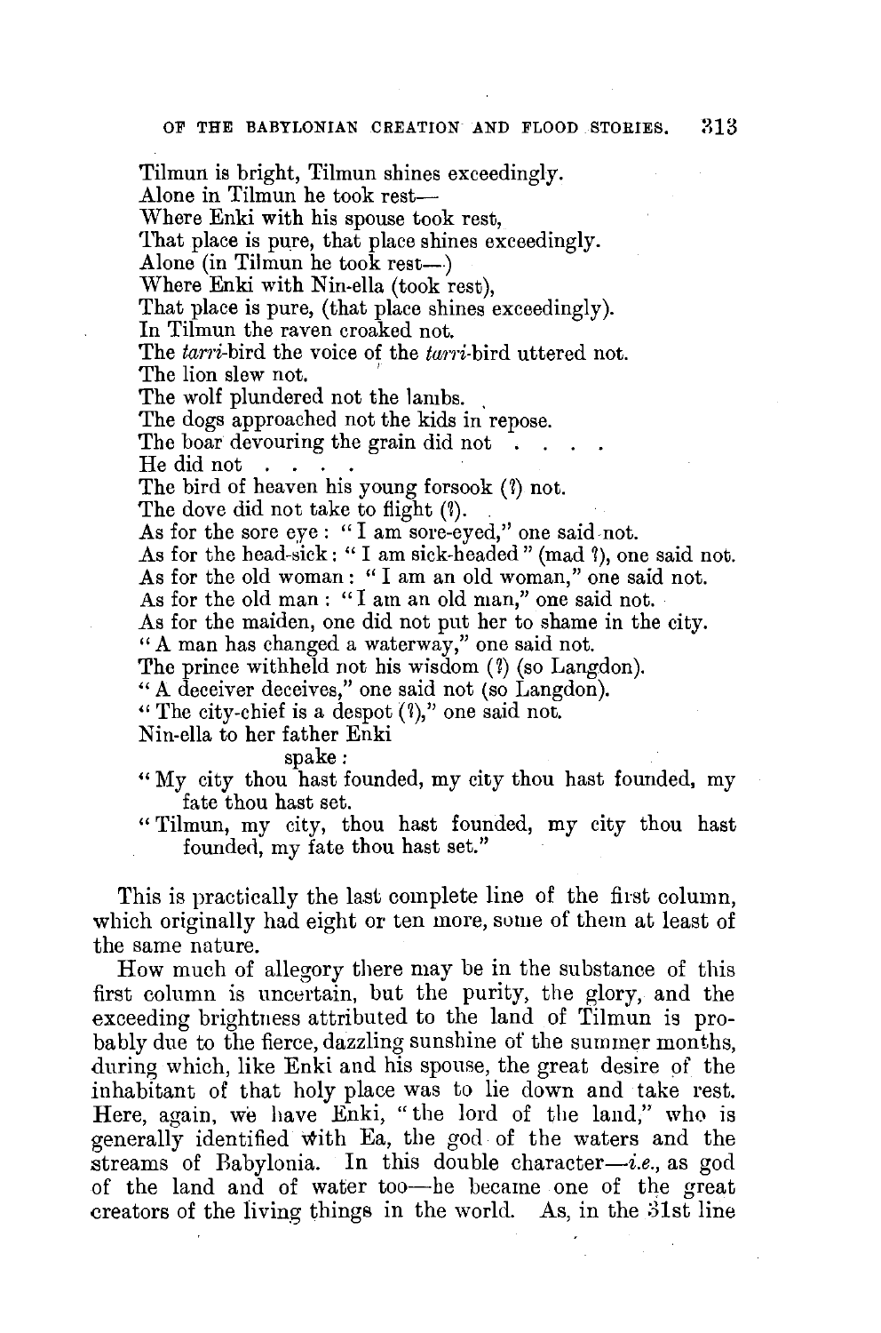Tilmun is bright, Tilmun shines exceedingly.
Alone in Tilmun he took rest—
Where Enki with his spouse took rest,
That place is pure, that place shines exceedingly.
Alone (in Tilmun he took rest—)
Where Enki with Nin-ella (took rest),
That place is pure, (that place shines exceedingly).
In Tilmun the raven croaked not.
The *tarri*-bird the voice of the *tarri*-bird uttered not.
The lion slew not.
The wolf plundered not the lambs.
The dogs approached not the kids in repose.
The boar devouring the grain did not . . . .
He did not . . . .
The bird of heaven his young forsook (?) not.
The dove did not take to flight (?).
As for the sore eye : "I am sore-eyed," one said not.
As for the head-sick : "I am sick-headed" (mad ?), one said not.
As for the old woman : "I am an old woman," one said not.
As for the old man : "I am an old man," one said not.
As for the maiden, one did not put her to shame in the city.
"A man has changed a waterway," one said not.
The prince withheld not his wisdom (?) (so Langdon).
"A deceiver deceives," one said not (so Langdon).
"The city-chief is a despot (?)," one said not.
Nin-ella to her father Enki
spake :
"My city thou hast founded, my city thou hast founded, my fate thou hast set.
"Tilmun, my city, thou hast founded, my city thou hast founded, my fate thou hast set."

This is practically the last complete line of the first column, which originally had eight or ten more, some of them at least of the same nature.

How much of allegory there may be in the substance of this first column is uncertain, but the purity, the glory, and the exceeding brightness attributed to the land of Tilmun is probably due to the fierce, dazzling sunshine of the summer months, during which, like Enki and his spouse, the great desire of the inhabitant of that holy place was to lie down and take rest. Here, again, we have Enki, "the lord of the land," who is generally identified with Ea, the god of the waters and the streams of Babylonia. In this double character—*i.e.*, as god of the land and of water too—he became one of the great creators of the living things in the world. As, in the 31st line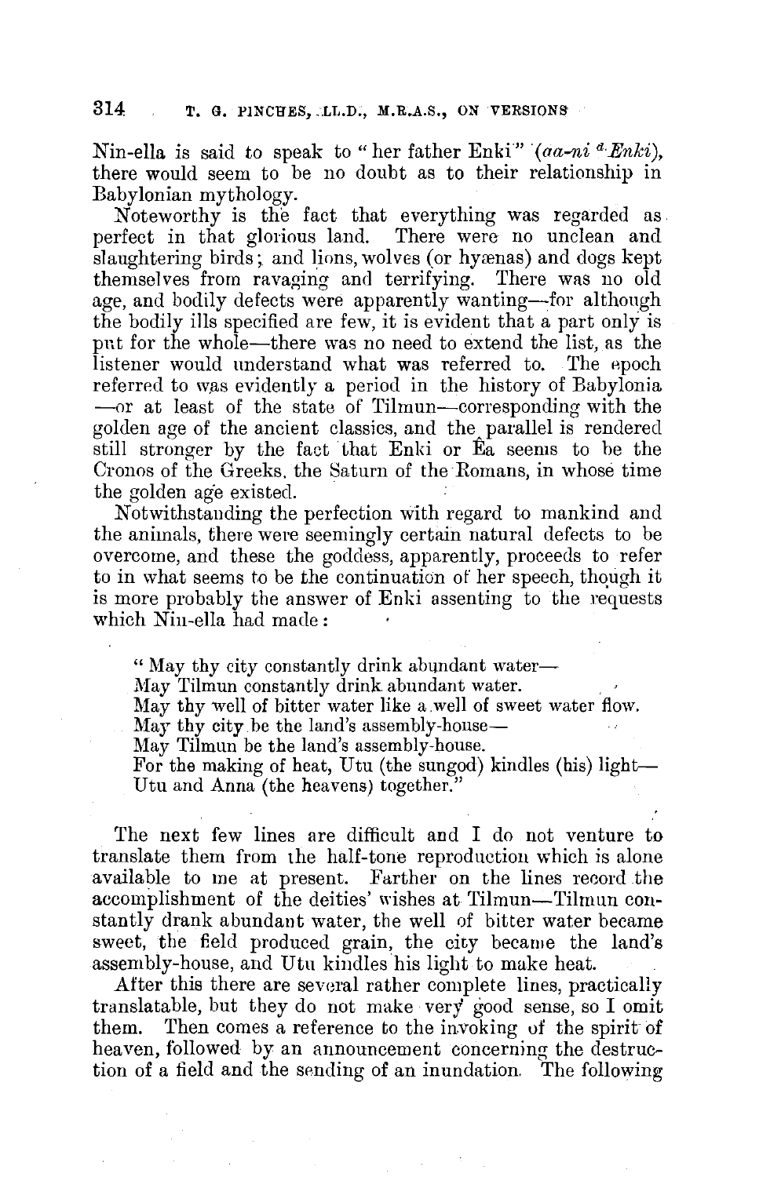Nin-ella is said to speak to "her father Enki" (*aa-ni* [d.] *Enki*), there would seem to be no doubt as to their relationship in Babylonian mythology.

Noteworthy is the fact that everything was regarded as perfect in that glorious land. There were no unclean and slaughtering birds; and lions, wolves (or hyænas) and dogs kept themselves from ravaging and terrifying. There was no old age, and bodily defects were apparently wanting—for although the bodily ills specified are few, it is evident that a part only is put for the whole—there was no need to extend the list, as the listener would understand what was referred to. The epoch referred to was evidently a period in the history of Babylonia —or at least of the state of Tilmun—corresponding with the golden age of the ancient classics, and the parallel is rendered still stronger by the fact that Enki or Êa seems to be the Cronos of the Greeks, the Saturn of the Romans, in whose time the golden age existed.

Notwithstanding the perfection with regard to mankind and the animals, there were seemingly certain natural defects to be overcome, and these the goddess, apparently, proceeds to refer to in what seems to be the continuation of her speech, though it is more probably the answer of Enki assenting to the requests which Nin-ella had made:

> "May thy city constantly drink abundant water—
> May Tilmun constantly drink abundant water.
> May thy well of bitter water like a well of sweet water flow.
> May thy city be the land's assembly-house—
> May Tilmun be the land's assembly-house.
> For the making of heat, Utu (the sungod) kindles (his) light—
> Utu and Anna (the heavens) together."

The next few lines are difficult and I do not venture to translate them from the half-tone reproduction which is alone available to me at present. Farther on the lines record the accomplishment of the deities' wishes at Tilmun—Tilmun constantly drank abundant water, the well of bitter water became sweet, the field produced grain, the city became the land's assembly-house, and Utu kindles his light to make heat.

After this there are several rather complete lines, practically translatable, but they do not make very good sense, so I omit them. Then comes a reference to the invoking of the spirit of heaven, followed by an announcement concerning the destruction of a field and the sending of an inundation. The following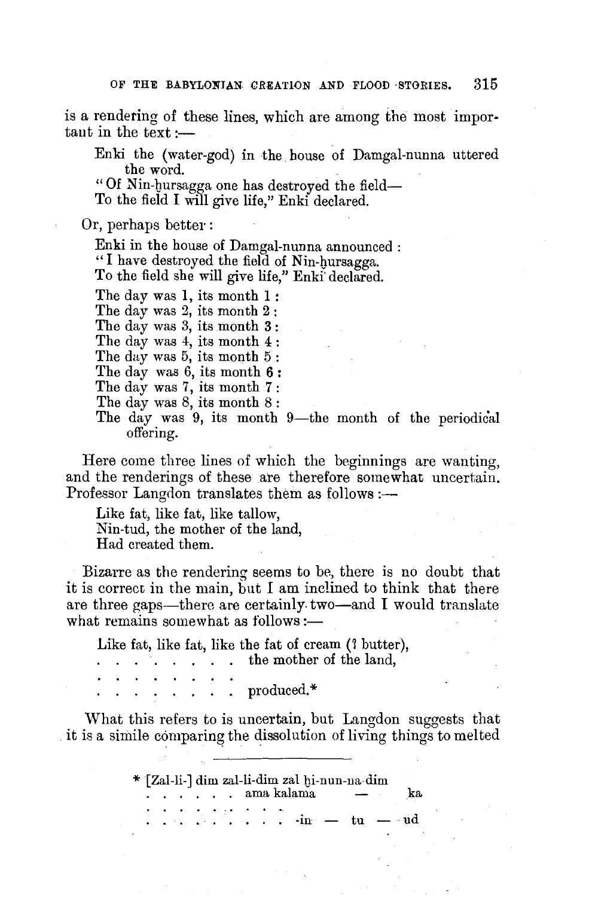is a rendering of these lines, which are among the most important in the text:—

> Enki the (water-god) in the house of Damgal-nunna uttered the word.
> "Of Nin-ḫursagga one has destroyed the field—
> To the field I will give life," Enki declared.

Or, perhaps better:

> Enki in the house of Damgal-nunna announced:
> "I have destroyed the field of Nin-ḫursagga.
> To the field she will give life," Enki declared.
>
> The day was 1, its month 1:
> The day was 2, its month 2:
> The day was 3, its month 3:
> The day was 4, its month 4:
> The day was 5, its month 5:
> The day was 6, its month 6:
> The day was 7, its month 7:
> The day was 8, its month 8:
> The day was 9, its month 9—the month of the periodical offering.

Here come three lines of which the beginnings are wanting, and the renderings of these are therefore somewhat uncertain. Professor Langdon translates them as follows:—

> Like fat, like fat, like tallow,
> Nin-tud, the mother of the land,
> Had created them.

Bizarre as the rendering seems to be, there is no doubt that it is correct in the main, but I am inclined to think that there are three gaps—there are certainly two—and I would translate what remains somewhat as follows:—

> Like fat, like fat, like the fat of cream (? butter),
> . . . . . . . . . the mother of the land,
> . . . . . . . . .
> . . . . . . . . . produced.*

What this refers to is uncertain, but Langdon suggests that it is a simile comparing the dissolution of living things to melted

---

\* [Zal-li-] dim zal-li-dim zal ḫi-nun-na-dim
. . . . . . ama kalama — ka
. . . . . . . . . .
. . . . . . . . . . -in — tu — ud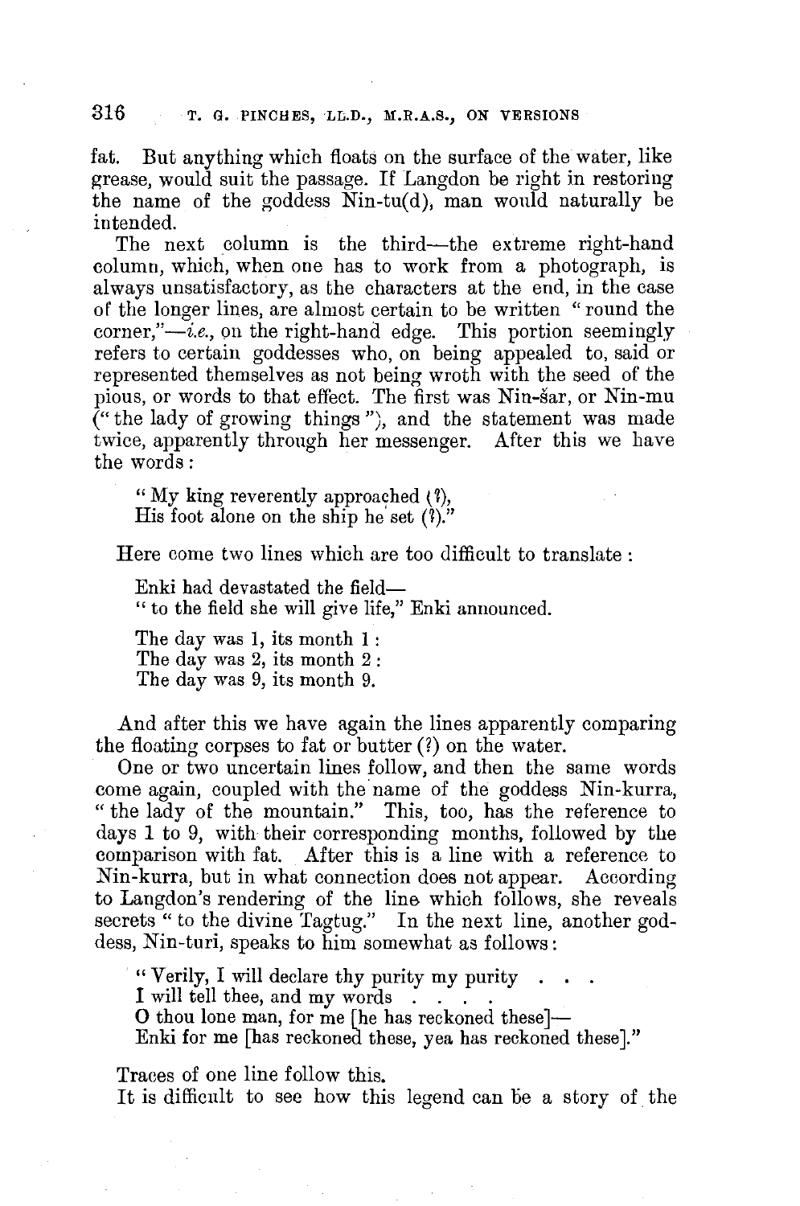fat. But anything which floats on the surface of the water, like grease, would suit the passage. If Langdon be right in restoring the name of the goddess Nin-tu(d), man would naturally be intended.

The next column is the third—the extreme right-hand column, which, when one has to work from a photograph, is always unsatisfactory, as the characters at the end, in the case of the longer lines, are almost certain to be written "round the corner,"—*i.e.*, on the right-hand edge. This portion seemingly refers to certain goddesses who, on being appealed to, said or represented themselves as not being wroth with the seed of the pious, or words to that effect. The first was Nin-šar, or Nin-mu ("the lady of growing things"), and the statement was made twice, apparently through her messenger. After this we have the words:

> "My king reverently approached (?),
> His foot alone on the ship he set (?)."

Here come two lines which are too difficult to translate:

> Enki had devastated the field—
> "to the field she will give life," Enki announced.
>
> The day was 1, its month 1:
> The day was 2, its month 2:
> The day was 9, its month 9.

And after this we have again the lines apparently comparing the floating corpses to fat or butter (?) on the water.

One or two uncertain lines follow, and then the same words come again, coupled with the name of the goddess Nin-kurra, "the lady of the mountain." This, too, has the reference to days 1 to 9, with their corresponding months, followed by the comparison with fat. After this is a line with a reference to Nin-kurra, but in what connection does not appear. According to Langdon's rendering of the line which follows, she reveals secrets "to the divine Tagtug." In the next line, another goddess, Nin-turi, speaks to him somewhat as follows:

> "Verily, I will declare thy purity my purity . . .
> I will tell thee, and my words . . . .
> O thou lone man, for me [he has reckoned these]—
> Enki for me [has reckoned these, yea has reckoned these]."

Traces of one line follow this.

It is difficult to see how this legend can be a story of the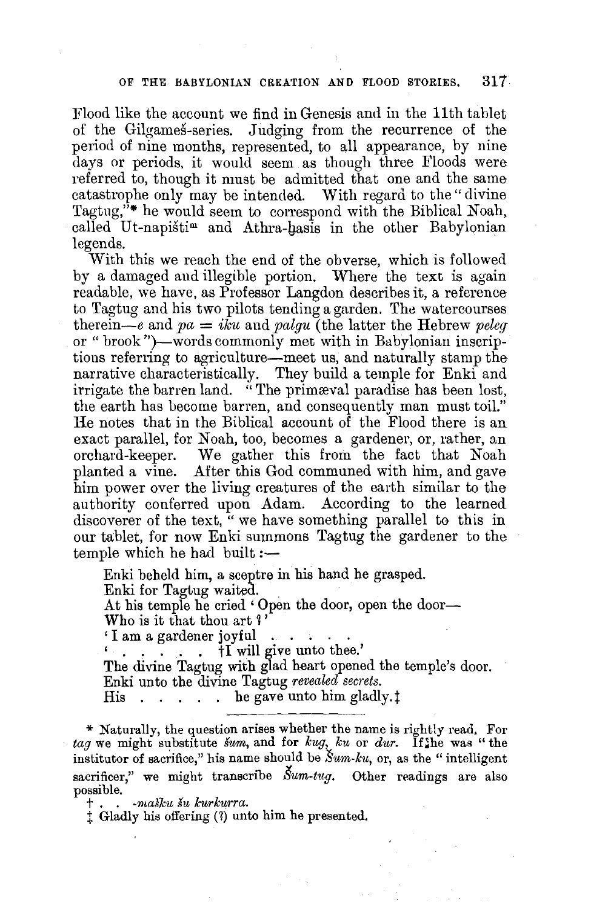Flood like the account we find in Genesis and in the 11th tablet of the Gilgameš-series. Judging from the recurrence of the period of nine months, represented, to all appearance, by nine days or periods, it would seem as though three Floods were referred to, though it must be admitted that one and the same catastrophe only may be intended. With regard to the "divine Tagtug,"* he would seem to correspond with the Biblical Noah, called Ut-napištim and Athra-ḫasis in the other Babylonian legends.

With this we reach the end of the obverse, which is followed by a damaged and illegible portion. Where the text is again readable, we have, as Professor Langdon describes it, a reference to Tagtug and his two pilots tending a garden. The watercourses therein—*e* and *pa* = *iku* and *palgu* (the latter the Hebrew *peleg* or "brook")—words commonly met with in Babylonian inscriptions referring to agriculture—meet us, and naturally stamp the narrative characteristically. They build a temple for Enki and irrigate the barren land. "The primæval paradise has been lost, the earth has become barren, and consequently man must toil." He notes that in the Biblical account of the Flood there is an exact parallel, for Noah, too, becomes a gardener, or, rather, an orchard-keeper. We gather this from the fact that Noah planted a vine. After this God communed with him, and gave him power over the living creatures of the earth similar to the authority conferred upon Adam. According to the learned discoverer of the text, "we have something parallel to this in our tablet, for now Enki summons Tagtug the gardener to the temple which he had built:—

> Enki beheld him, a sceptre in his hand he grasped.
> Enki for Tagtug waited.
> At his temple he cried 'Open the door, open the door—
> Who is it that thou art?'
> 'I am a gardener joyful . . . . . .
> ' . . . . . . †I will give unto thee.'
> The divine Tagtug with glad heart opened the temple's door.
> Enki unto the divine Tagtug *revealed secrets.*
> His . . . . . he gave unto him gladly.‡

---

* Naturally, the question arises whether the name is rightly read. For *tag* we might substitute *šum*, and for *kug*, *ku* or *dur*. If he was "the institutor of sacrifice," his name should be *Šum-ku*, or, as the "intelligent sacrificer," we might transcribe *Šum-tug*. Other readings are also possible.

† . . *-mašku šu kurkurra.*

‡ Gladly his offering (?) unto him he presented.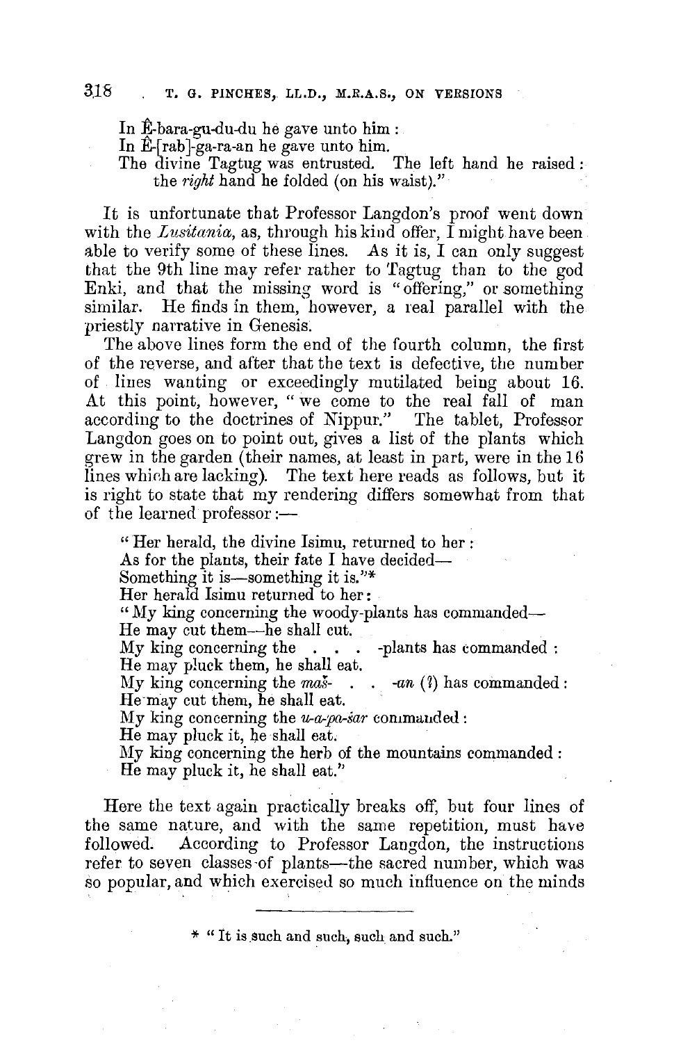In Ê-bara-gu-du-du he gave unto him:
In Ê-[rab]-ga-ra-an he gave unto him.
The divine Tagtug was entrusted. The left hand he raised: the *right* hand he folded (on his waist)."

It is unfortunate that Professor Langdon's proof went down with the *Lusitania*, as, through his kind offer, I might have been able to verify some of these lines. As it is, I can only suggest that the 9th line may refer rather to Tagtug than to the god Enki, and that the missing word is "offering," or something similar. He finds in them, however, a real parallel with the priestly narrative in Genesis.

The above lines form the end of the fourth column, the first of the reverse, and after that the text is defective, the number of lines wanting or exceedingly mutilated being about 16. At this point, however, "we come to the real fall of man according to the doctrines of Nippur." The tablet, Professor Langdon goes on to point out, gives a list of the plants which grew in the garden (their names, at least in part, were in the 16 lines which are lacking). The text here reads as follows, but it is right to state that my rendering differs somewhat from that of the learned professor:—

"Her herald, the divine Isimu, returned to her:
As for the plants, their fate I have decided—
Something it is—something it is."*
Her herald Isimu returned to her:
"My king concerning the woody-plants has commanded—
He may cut them—he shall cut.
My king concerning the . . . -plants has commanded:
He may pluck them, he shall eat.
My king concerning the *maš-* . . *-an* (?) has commanded:
He may cut them, he shall eat.
My king concerning the *u-a-pa-šar* commanded:
He may pluck it, he shall eat.
My king concerning the herb of the mountains commanded:
He may pluck it, he shall eat."

Here the text again practically breaks off, but four lines of the same nature, and with the same repetition, must have followed. According to Professor Langdon, the instructions refer to seven classes of plants—the sacred number, which was so popular, and which exercised so much influence on the minds

* "It is such and such, such and such."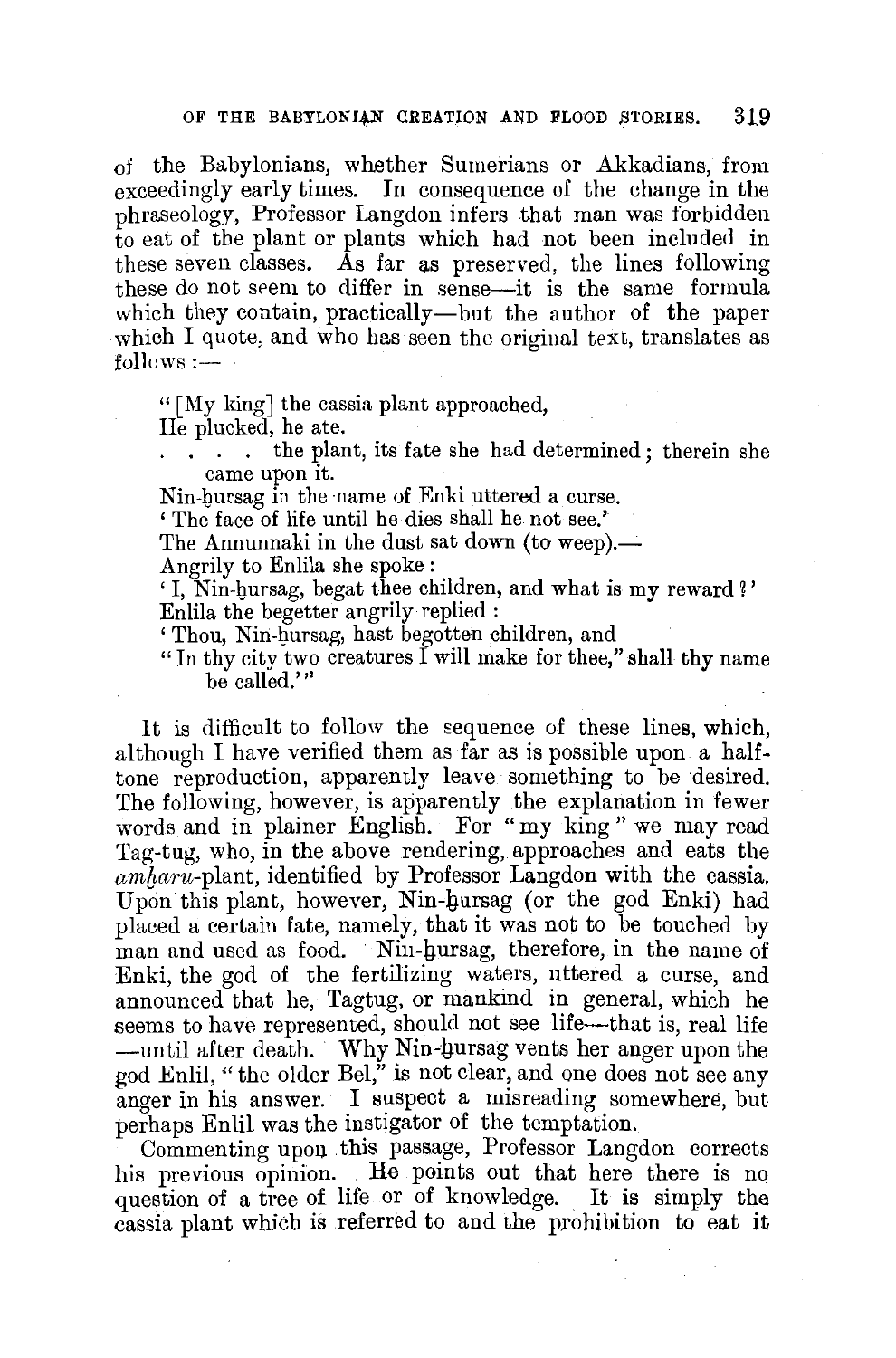of the Babylonians, whether Sumerians or Akkadians, from exceedingly early times. In consequence of the change in the phraseology, Professor Langdon infers that man was forbidden to eat of the plant or plants which had not been included in these seven classes. As far as preserved, the lines following these do not seem to differ in sense—it is the same formula which they contain, practically—but the author of the paper which I quote, and who has seen the original text, translates as follows :—

> " [My king] the cassia plant approached,
> He plucked, he ate.
> . . . . the plant, its fate she had determined; therein she came upon it.
> Nin-ḫursag in the name of Enki uttered a curse.
> ' The face of life until he dies shall he not see.'
> The Annunnaki in the dust sat down (to weep).—
> Angrily to Enlila she spoke :
> ' I, Nin-ḫursag, begat thee children, and what is my reward ? '
> Enlila the begetter angrily replied :
> ' Thou, Nin-ḫursag, hast begotten children, and
> " In thy city two creatures I will make for thee," shall thy name be called.' "

It is difficult to follow the sequence of these lines, which, although I have verified them as far as is possible upon a half-tone reproduction, apparently leave something to be desired. The following, however, is apparently the explanation in fewer words and in plainer English. For "my king" we may read Tag-tug, who, in the above rendering, approaches and eats the *amḫaru*-plant, identified by Professor Langdon with the cassia. Upon this plant, however, Nin-ḫursag (or the god Enki) had placed a certain fate, namely, that it was not to be touched by man and used as food. Nin-ḫursag, therefore, in the name of Enki, the god of the fertilizing waters, uttered a curse, and announced that he, Tagtug, or mankind in general, which he seems to have represented, should not see life—that is, real life —until after death. Why Nin-ḫursag vents her anger upon the god Enlil, "the older Bel," is not clear, and one does not see any anger in his answer. I suspect a misreading somewhere, but perhaps Enlil was the instigator of the temptation.

Commenting upon this passage, Professor Langdon corrects his previous opinion. He points out that here there is no question of a tree of life or of knowledge. It is simply the cassia plant which is referred to and the prohibition to eat it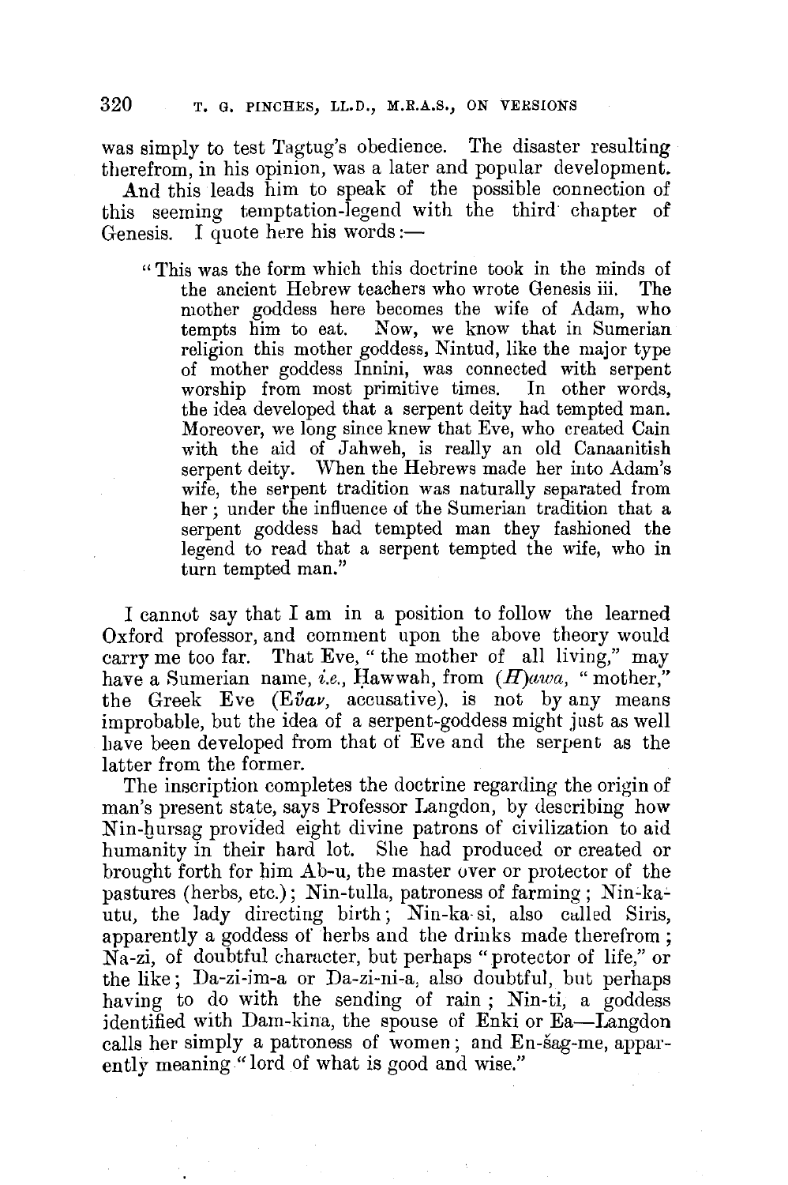was simply to test Tagtug's obedience. The disaster resulting therefrom, in his opinion, was a later and popular development.

And this leads him to speak of the possible connection of this seeming temptation-legend with the third chapter of Genesis. I quote here his words:—

> "This was the form which this doctrine took in the minds of the ancient Hebrew teachers who wrote Genesis iii. The mother goddess here becomes the wife of Adam, who tempts him to eat. Now, we know that in Sumerian religion this mother goddess, Nintud, like the major type of mother goddess Innini, was connected with serpent worship from most primitive times. In other words, the idea developed that a serpent deity had tempted man. Moreover, we long since knew that Eve, who created Cain with the aid of Jahweh, is really an old Canaanitish serpent deity. When the Hebrews made her into Adam's wife, the serpent tradition was naturally separated from her; under the influence of the Sumerian tradition that a serpent goddess had tempted man they fashioned the legend to read that a serpent tempted the wife, who in turn tempted man."

I cannot say that I am in a position to follow the learned Oxford professor, and comment upon the above theory would carry me too far. That Eve, "the mother of all living," may have a Sumerian name, *i.e.*, Ḥawwah, from *(H)awa*, "mother," the Greek Eve (Εὔαν, accusative), is not by any means improbable, but the idea of a serpent-goddess might just as well have been developed from that of Eve and the serpent as the latter from the former.

The inscription completes the doctrine regarding the origin of man's present state, says Professor Langdon, by describing how Nin-ḫursag provided eight divine patrons of civilization to aid humanity in their hard lot. She had produced or created or brought forth for him Ab-u, the master over or protector of the pastures (herbs, etc.); Nin-tulla, patroness of farming; Nin-ka-utu, the lady directing birth; Nin-ka-si, also called Siris, apparently a goddess of herbs and the drinks made therefrom; Na-zi, of doubtful character, but perhaps "protector of life," or the like; Da-zi-im-a or Da-zi-ni-a, also doubtful, but perhaps having to do with the sending of rain; Nin-ti, a goddess identified with Dam-kina, the spouse of Enki or Ea—Langdon calls her simply a patroness of women; and En-šag-me, apparently meaning "lord of what is good and wise."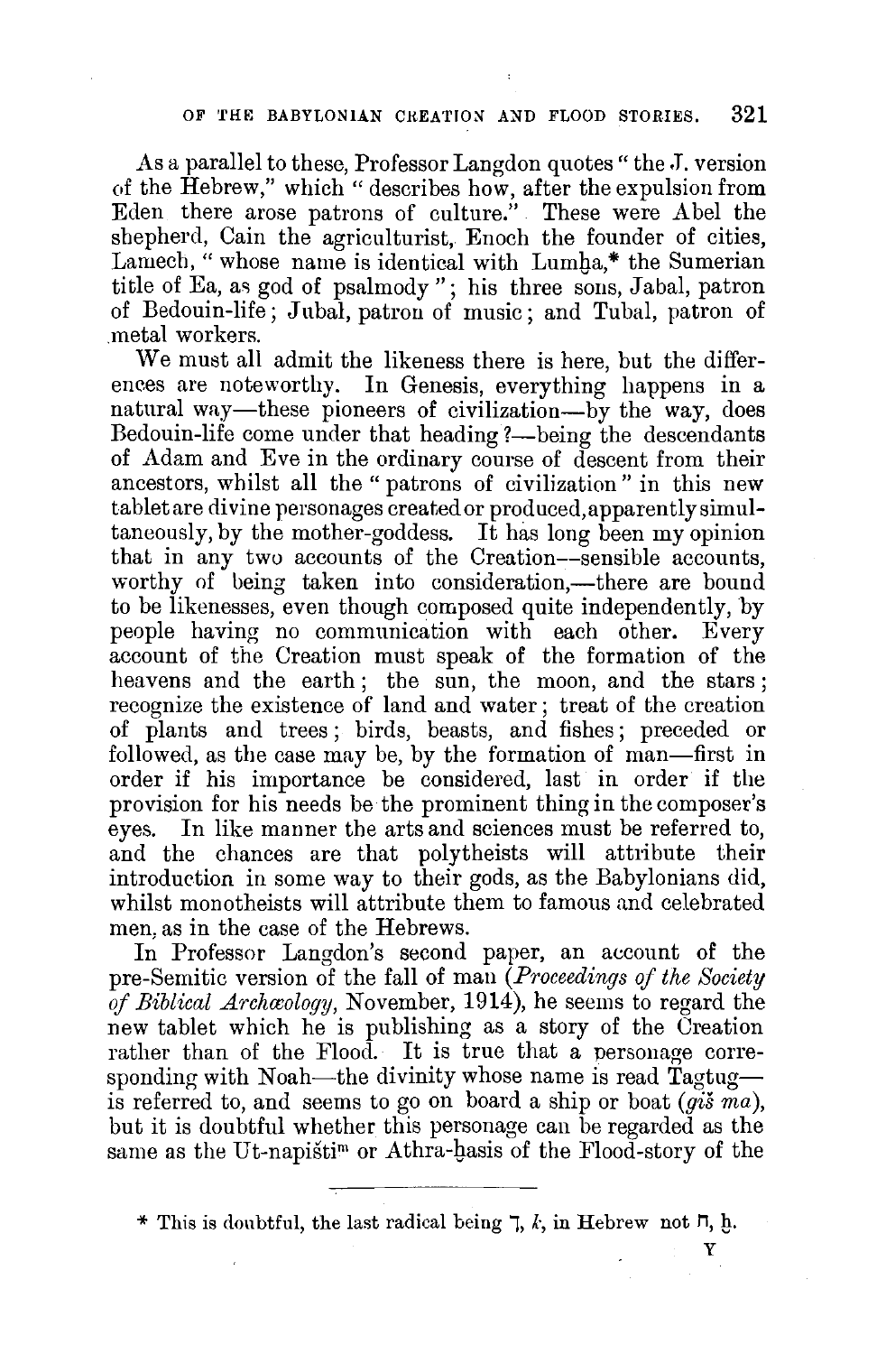As a parallel to these, Professor Langdon quotes "the J. version of the Hebrew," which "describes how, after the expulsion from Eden there arose patrons of culture." These were Abel the shepherd, Cain the agriculturist, Enoch the founder of cities, Lamech, "whose name is identical with Lumḫa,* the Sumerian title of Ea, as god of psalmody"; his three sons, Jabal, patron of Bedouin-life; Jubal, patron of music; and Tubal, patron of metal workers.

We must all admit the likeness there is here, but the differences are noteworthy. In Genesis, everything happens in a natural way—these pioneers of civilization—by the way, does Bedouin-life come under that heading?—being the descendants of Adam and Eve in the ordinary course of descent from their ancestors, whilst all the "patrons of civilization" in this new tablet are divine personages created or produced, apparently simultaneously, by the mother-goddess. It has long been my opinion that in any two accounts of the Creation—sensible accounts, worthy of being taken into consideration,—there are bound to be likenesses, even though composed quite independently, by people having no communication with each other. Every account of the Creation must speak of the formation of the heavens and the earth; the sun, the moon, and the stars; recognize the existence of land and water; treat of the creation of plants and trees; birds, beasts, and fishes; preceded or followed, as the case may be, by the formation of man—first in order if his importance be considered, last in order if the provision for his needs be the prominent thing in the composer's eyes. In like manner the arts and sciences must be referred to, and the chances are that polytheists will attribute their introduction in some way to their gods, as the Babylonians did, whilst monotheists will attribute them to famous and celebrated men, as in the case of the Hebrews.

In Professor Langdon's second paper, an account of the pre-Semitic version of the fall of man (*Proceedings of the Society of Biblical Archæology*, November, 1914), he seems to regard the new tablet which he is publishing as a story of the Creation rather than of the Flood. It is true that a personage corresponding with Noah—the divinity whose name is read Tagtug—is referred to, and seems to go on board a ship or boat (*giš ma*), but it is doubtful whether this personage can be regarded as the same as the Ut-napišti[m] or Athra-ḫasis of the Flood-story of the

---

\* This is doubtful, the last radical being ך, *k*, in Hebrew not ח, ḫ.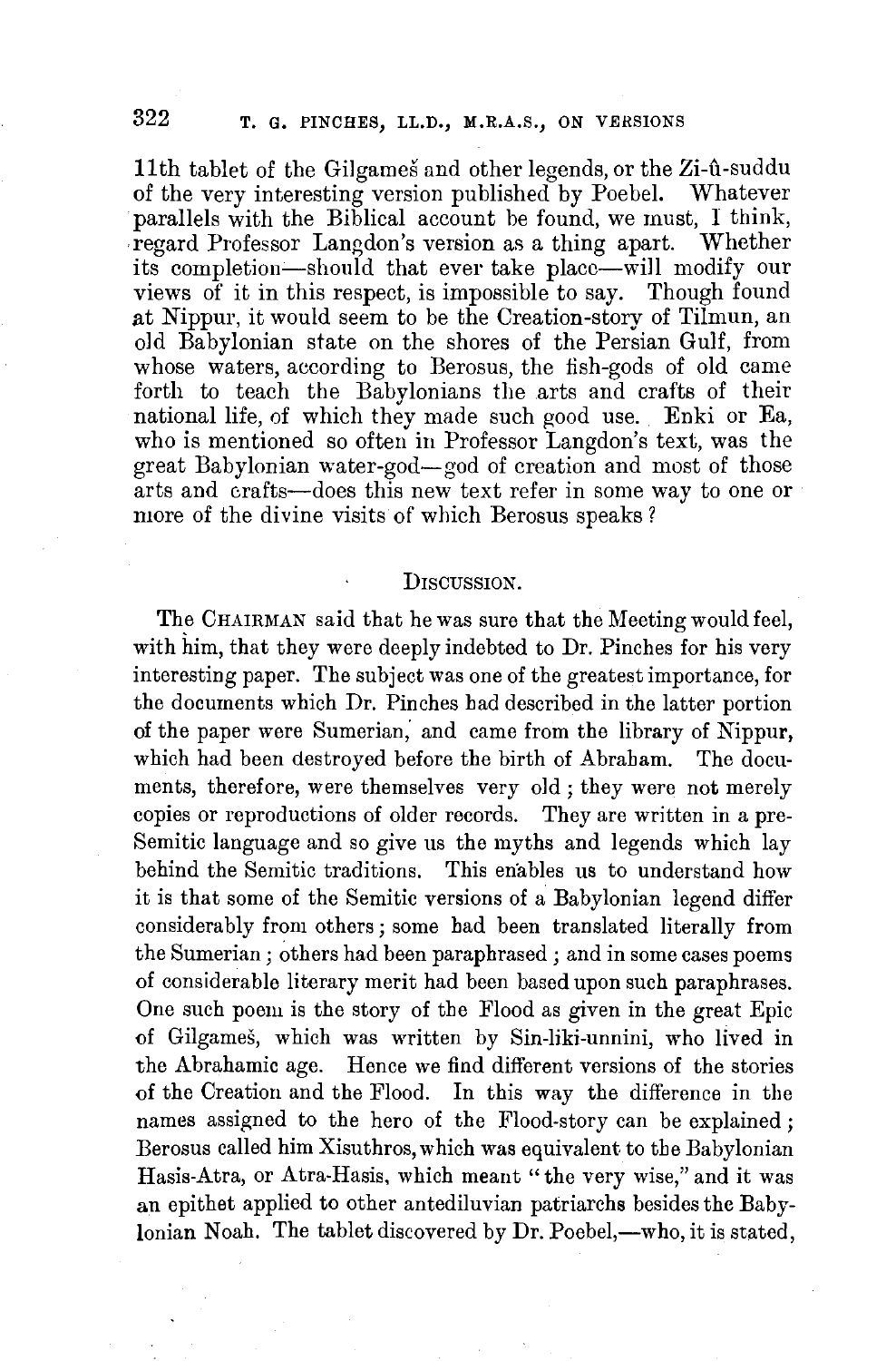11th tablet of the Gilgameš and other legends, or the Zi-û-suddu of the very interesting version published by Poebel. Whatever parallels with the Biblical account be found, we must, I think, regard Professor Langdon's version as a thing apart. Whether its completion—should that ever take place—will modify our views of it in this respect, is impossible to say. Though found at Nippur, it would seem to be the Creation-story of Tilmun, an old Babylonian state on the shores of the Persian Gulf, from whose waters, according to Berosus, the fish-gods of old came forth to teach the Babylonians the arts and crafts of their national life, of which they made such good use. Enki or Ea, who is mentioned so often in Professor Langdon's text, was the great Babylonian water-god—god of creation and most of those arts and crafts—does this new text refer in some way to one or more of the divine visits of which Berosus speaks?

## Discussion.

The CHAIRMAN said that he was sure that the Meeting would feel, with him, that they were deeply indebted to Dr. Pinches for his very interesting paper. The subject was one of the greatest importance, for the documents which Dr. Pinches had described in the latter portion of the paper were Sumerian, and came from the library of Nippur, which had been destroyed before the birth of Abraham. The documents, therefore, were themselves very old; they were not merely copies or reproductions of older records. They are written in a pre-Semitic language and so give us the myths and legends which lay behind the Semitic traditions. This enables us to understand how it is that some of the Semitic versions of a Babylonian legend differ considerably from others; some had been translated literally from the Sumerian; others had been paraphrased; and in some cases poems of considerable literary merit had been based upon such paraphrases. One such poem is the story of the Flood as given in the great Epic of Gilgameš, which was written by Sin-liki-unnini, who lived in the Abrahamic age. Hence we find different versions of the stories of the Creation and the Flood. In this way the difference in the names assigned to the hero of the Flood-story can be explained; Berosus called him Xisuthros, which was equivalent to the Babylonian Hasis-Atra, or Atra-Hasis, which meant "the very wise," and it was an epithet applied to other antediluvian patriarchs besides the Babylonian Noah. The tablet discovered by Dr. Poebel,—who, it is stated,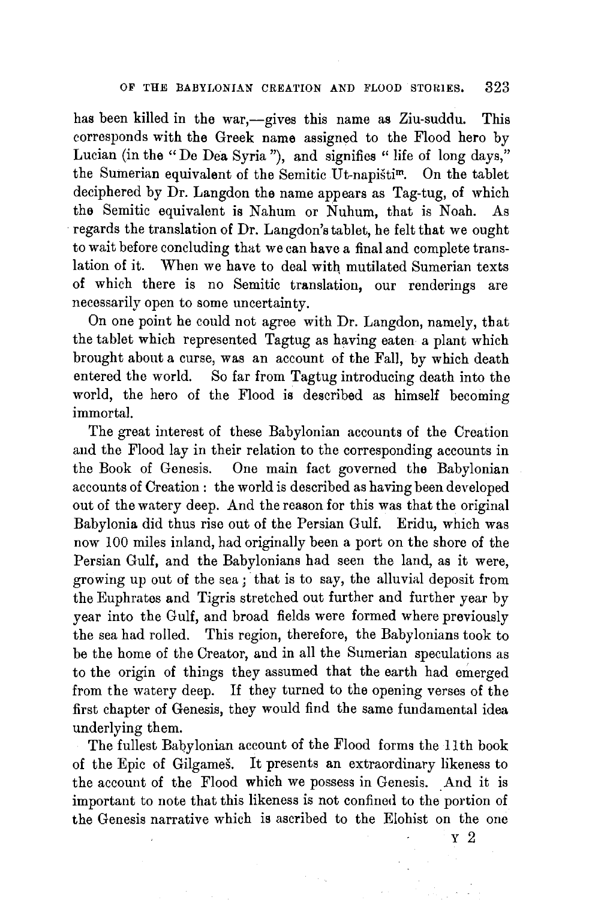has been killed in the war,—gives this name as Ziu-suddu. This corresponds with the Greek name assigned to the Flood hero by Lucian (in the "De Dea Syria"), and signifies "life of long days," the Sumerian equivalent of the Semitic Ut-napištim. On the tablet deciphered by Dr. Langdon the name appears as Tag-tug, of which the Semitic equivalent is Nahum or Nuhum, that is Noah. As regards the translation of Dr. Langdon's tablet, he felt that we ought to wait before concluding that we can have a final and complete translation of it. When we have to deal with mutilated Sumerian texts of which there is no Semitic translation, our renderings are necessarily open to some uncertainty.

On one point he could not agree with Dr. Langdon, namely, that the tablet which represented Tagtug as having eaten a plant which brought about a curse, was an account of the Fall, by which death entered the world. So far from Tagtug introducing death into the world, the hero of the Flood is described as himself becoming immortal.

The great interest of these Babylonian accounts of the Creation and the Flood lay in their relation to the corresponding accounts in the Book of Genesis. One main fact governed the Babylonian accounts of Creation: the world is described as having been developed out of the watery deep. And the reason for this was that the original Babylonia did thus rise out of the Persian Gulf. Eridu, which was now 100 miles inland, had originally been a port on the shore of the Persian Gulf, and the Babylonians had seen the land, as it were, growing up out of the sea; that is to say, the alluvial deposit from the Euphrates and Tigris stretched out further and further year by year into the Gulf, and broad fields were formed where previously the sea had rolled. This region, therefore, the Babylonians took to be the home of the Creator, and in all the Sumerian speculations as to the origin of things they assumed that the earth had emerged from the watery deep. If they turned to the opening verses of the first chapter of Genesis, they would find the same fundamental idea underlying them.

The fullest Babylonian account of the Flood forms the 11th book of the Epic of Gilgameš. It presents an extraordinary likeness to the account of the Flood which we possess in Genesis. And it is important to note that this likeness is not confined to the portion of the Genesis narrative which is ascribed to the Elohist on the one

Y 2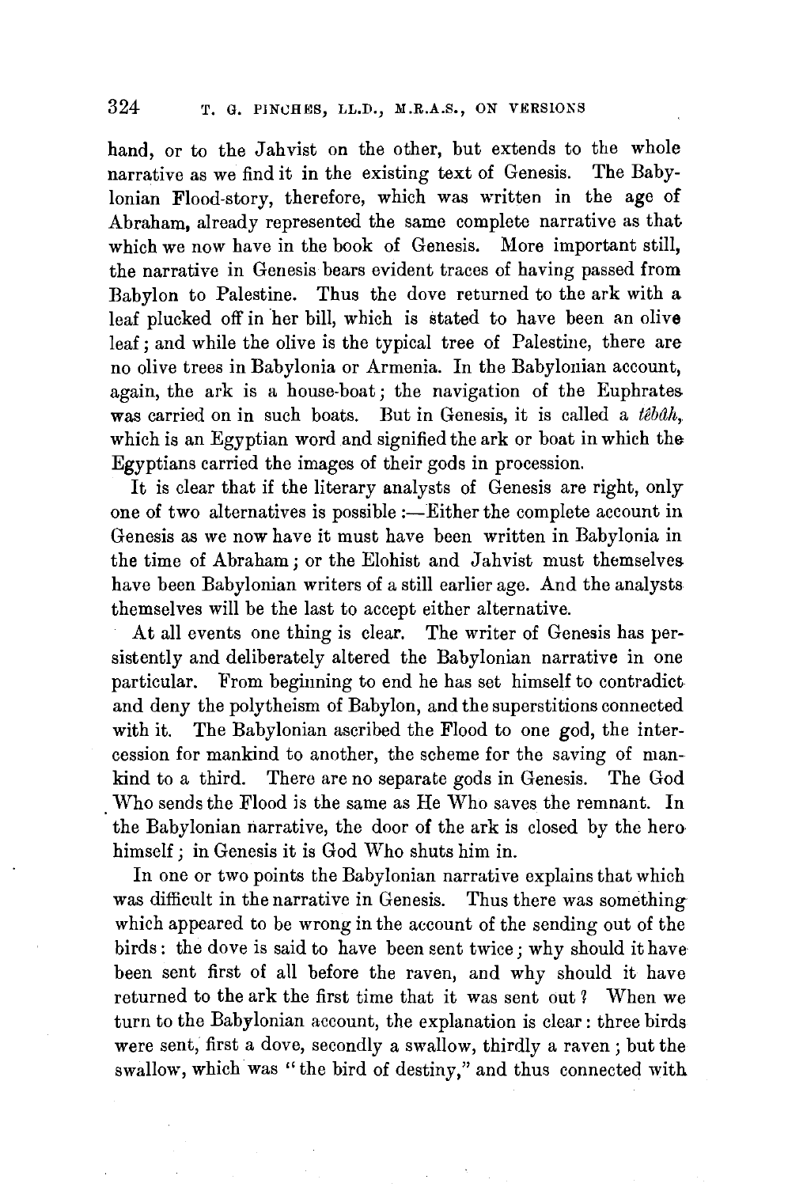hand, or to the Jahvist on the other, but extends to the whole narrative as we find it in the existing text of Genesis. The Babylonian Flood-story, therefore, which was written in the age of Abraham, already represented the same complete narrative as that which we now have in the book of Genesis. More important still, the narrative in Genesis bears evident traces of having passed from Babylon to Palestine. Thus the dove returned to the ark with a leaf plucked off in her bill, which is stated to have been an olive leaf; and while the olive is the typical tree of Palestine, there are no olive trees in Babylonia or Armenia. In the Babylonian account, again, the ark is a house-boat; the navigation of the Euphrates was carried on in such boats. But in Genesis, it is called a *têbâh*, which is an Egyptian word and signified the ark or boat in which the Egyptians carried the images of their gods in procession.

It is clear that if the literary analysts of Genesis are right, only one of two alternatives is possible:—Either the complete account in Genesis as we now have it must have been written in Babylonia in the time of Abraham; or the Elohist and Jahvist must themselves have been Babylonian writers of a still earlier age. And the analysts themselves will be the last to accept either alternative.

At all events one thing is clear. The writer of Genesis has persistently and deliberately altered the Babylonian narrative in one particular. From beginning to end he has set himself to contradict and deny the polytheism of Babylon, and the superstitions connected with it. The Babylonian ascribed the Flood to one god, the intercession for mankind to another, the scheme for the saving of mankind to a third. There are no separate gods in Genesis. The God Who sends the Flood is the same as He Who saves the remnant. In the Babylonian narrative, the door of the ark is closed by the hero himself; in Genesis it is God Who shuts him in.

In one or two points the Babylonian narrative explains that which was difficult in the narrative in Genesis. Thus there was something which appeared to be wrong in the account of the sending out of the birds: the dove is said to have been sent twice; why should it have been sent first of all before the raven, and why should it have returned to the ark the first time that it was sent out? When we turn to the Babylonian account, the explanation is clear: three birds were sent, first a dove, secondly a swallow, thirdly a raven; but the swallow, which was "the bird of destiny," and thus connected with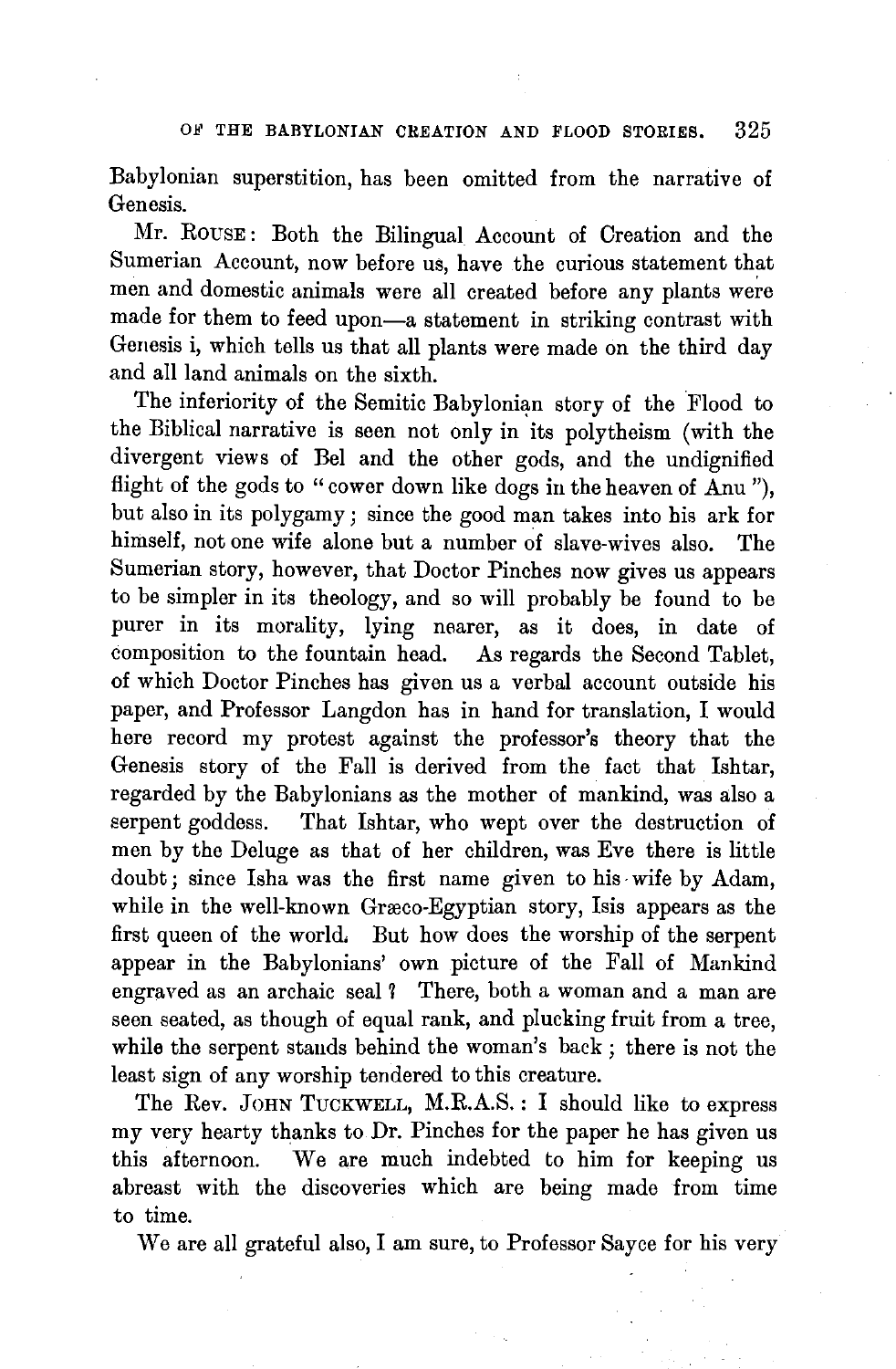Babylonian superstition, has been omitted from the narrative of Genesis.

Mr. ROUSE: Both the Bilingual Account of Creation and the Sumerian Account, now before us, have the curious statement that men and domestic animals were all created before any plants were made for them to feed upon—a statement in striking contrast with Genesis i, which tells us that all plants were made on the third day and all land animals on the sixth.

The inferiority of the Semitic Babylonian story of the Flood to the Biblical narrative is seen not only in its polytheism (with the divergent views of Bel and the other gods, and the undignified flight of the gods to "cower down like dogs in the heaven of Anu"), but also in its polygamy; since the good man takes into his ark for himself, not one wife alone but a number of slave-wives also. The Sumerian story, however, that Doctor Pinches now gives us appears to be simpler in its theology, and so will probably be found to be purer in its morality, lying nearer, as it does, in date of composition to the fountain head. As regards the Second Tablet, of which Doctor Pinches has given us a verbal account outside his paper, and Professor Langdon has in hand for translation, I would here record my protest against the professor's theory that the Genesis story of the Fall is derived from the fact that Ishtar, regarded by the Babylonians as the mother of mankind, was also a serpent goddess. That Ishtar, who wept over the destruction of men by the Deluge as that of her children, was Eve there is little doubt; since Isha was the first name given to his wife by Adam, while in the well-known Græco-Egyptian story, Isis appears as the first queen of the world. But how does the worship of the serpent appear in the Babylonians' own picture of the Fall of Mankind engraved as an archaic seal? There, both a woman and a man are seen seated, as though of equal rank, and plucking fruit from a tree, while the serpent stands behind the woman's back; there is not the least sign of any worship tendered to this creature.

The Rev. JOHN TUCKWELL, M.R.A.S.: I should like to express my very hearty thanks to Dr. Pinches for the paper he has given us this afternoon. We are much indebted to him for keeping us abreast with the discoveries which are being made from time to time.

We are all grateful also, I am sure, to Professor Sayce for his very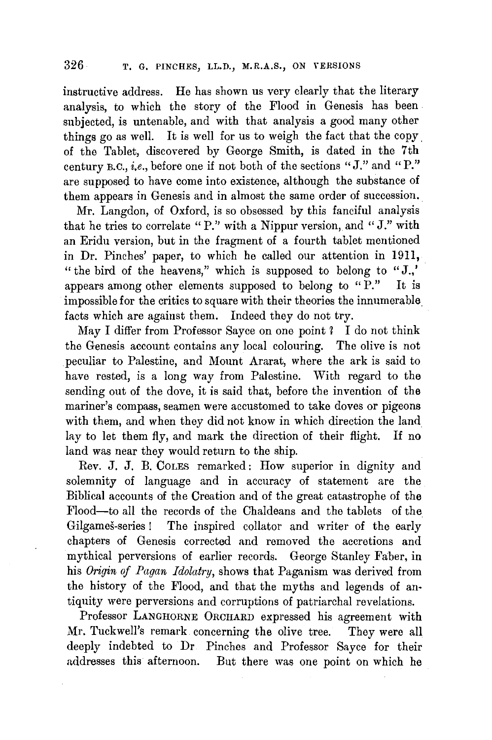instructive address. He has shown us very clearly that the literary analysis, to which the story of the Flood in Genesis has been subjected, is untenable, and with that analysis a good many other things go as well. It is well for us to weigh the fact that the copy of the Tablet, discovered by George Smith, is dated in the 7th century B.C., *i.e.*, before one if not both of the sections "J." and "P." are supposed to have come into existence, although the substance of them appears in Genesis and in almost the same order of succession.

Mr. Langdon, of Oxford, is so obsessed by this fanciful analysis that he tries to correlate "P." with a Nippur version, and "J." with an Eridu version, but in the fragment of a fourth tablet mentioned in Dr. Pinches' paper, to which he called our attention in 1911, "the bird of the heavens," which is supposed to belong to "J.,' appears among other elements supposed to belong to "P." It is impossible for the critics to square with their theories the innumerable facts which are against them. Indeed they do not try.

May I differ from Professor Sayce on one point ? I do not think the Genesis account contains any local colouring. The olive is not peculiar to Palestine, and Mount Ararat, where the ark is said to have rested, is a long way from Palestine. With regard to the sending out of the dove, it is said that, before the invention of the mariner's compass, seamen were accustomed to take doves or pigeons with them, and when they did not know in which direction the land lay to let them fly, and mark the direction of their flight. If no land was near they would return to the ship.

Rev. J. J. B. Coles remarked: How superior in dignity and solemnity of language and in accuracy of statement are the Biblical accounts of the Creation and of the great catastrophe of the Flood—to all the records of the Chaldeans and the tablets of the Gilgameš-series! The inspired collator and writer of the early chapters of Genesis corrected and removed the accretions and mythical perversions of earlier records. George Stanley Faber, in his *Origin of Pagan Idolatry*, shows that Paganism was derived from the history of the Flood, and that the myths and legends of antiquity were perversions and corruptions of patriarchal revelations.

Professor Langhorne Orchard expressed his agreement with Mr. Tuckwell's remark concerning the olive tree. They were all deeply indebted to Dr Pinches and Professor Sayce for their addresses this afternoon. But there was one point on which he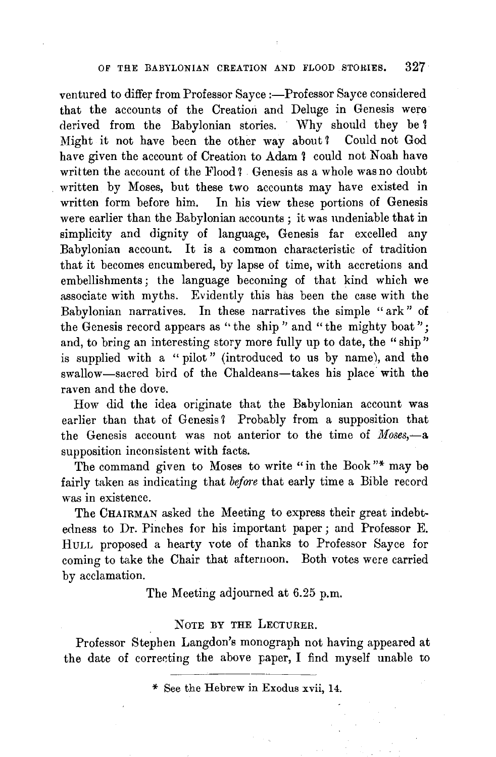ventured to differ from Professor Sayce :—Professor Sayce considered that the accounts of the Creation and Deluge in Genesis were derived from the Babylonian stories. Why should they be? Might it not have been the other way about? Could not God have given the account of Creation to Adam? could not Noah have written the account of the Flood? Genesis as a whole was no doubt written by Moses, but these two accounts may have existed in written form before him. In his view these portions of Genesis were earlier than the Babylonian accounts; it was undeniable that in simplicity and dignity of language, Genesis far excelled any Babylonian account. It is a common characteristic of tradition that it becomes encumbered, by lapse of time, with accretions and embellishments; the language becoming of that kind which we associate with myths. Evidently this has been the case with the Babylonian narratives. In these narratives the simple "ark" of the Genesis record appears as "the ship" and "the mighty boat"; and, to bring an interesting story more fully up to date, the "ship" is supplied with a "pilot" (introduced to us by name), and the swallow—sacred bird of the Chaldeans—takes his place with the raven and the dove.

How did the idea originate that the Babylonian account was earlier than that of Genesis? Probably from a supposition that the Genesis account was not anterior to the time of *Moses*,—a supposition inconsistent with facts.

The command given to Moses to write "in the Book"* may be fairly taken as indicating that *before* that early time a Bible record was in existence.

The CHAIRMAN asked the Meeting to express their great indebtedness to Dr. Pinches for his important paper; and Professor E. HULL proposed a hearty vote of thanks to Professor Sayce for coming to take the Chair that afternoon. Both votes were carried by acclamation.

The Meeting adjourned at 6.25 p.m.

## NOTE BY THE LECTURER.

Professor Stephen Langdon's monograph not having appeared at the date of correcting the above paper, I find myself unable to

---

\* See the Hebrew in Exodus xvii, 14.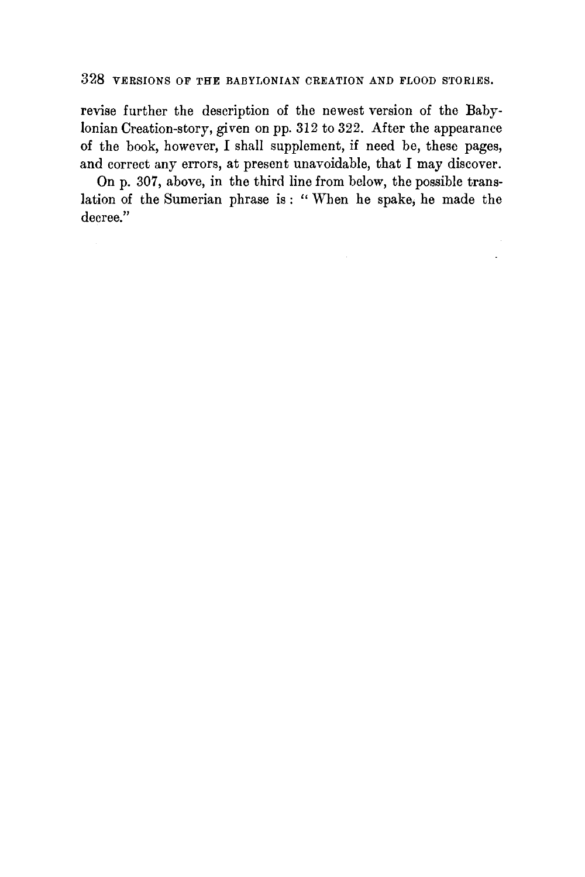revise further the description of the newest version of the Babylonian Creation-story, given on pp. 312 to 322. After the appearance of the book, however, I shall supplement, if need be, these pages, and correct any errors, at present unavoidable, that I may discover.

On p. 307, above, in the third line from below, the possible translation of the Sumerian phrase is: "When he spake, he made the decree."